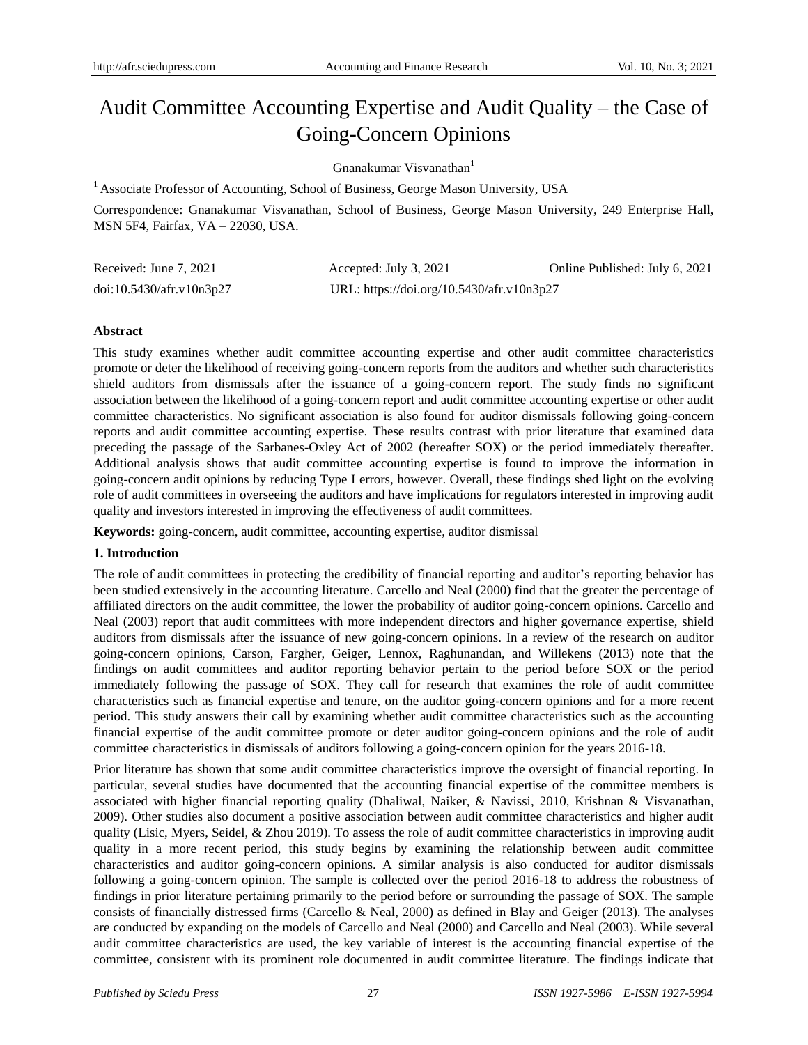# Audit Committee Accounting Expertise and Audit Quality – the Case of Going-Concern Opinions

Gnanakumar Visvanathan[1]

[1] Associate Professor of Accounting, School of Business, George Mason University, USA

Correspondence: Gnanakumar Visvanathan, School of Business, George Mason University, 249 Enterprise Hall, MSN 5F4, Fairfax, VA – 22030, USA.

Received: June 7, 2021 Accepted: July 3, 2021 Online Published: July 6, 2021

doi:10.5430/afr.v10n3p27 URL: https://doi.org/10.5430/afr.v10n3p27

**Abstract**

This study examines whether audit committee accounting expertise and other audit committee characteristics promote or deter the likelihood of receiving going-concern reports from the auditors and whether such characteristics shield auditors from dismissals after the issuance of a going-concern report. The study finds no significant association between the likelihood of a going-concern report and audit committee accounting expertise or other audit committee characteristics. No significant association is also found for auditor dismissals following going-concern reports and audit committee accounting expertise. These results contrast with prior literature that examined data preceding the passage of the Sarbanes-Oxley Act of 2002 (hereafter SOX) or the period immediately thereafter. Additional analysis shows that audit committee accounting expertise is found to improve the information in going-concern audit opinions by reducing Type I errors, however. Overall, these findings shed light on the evolving role of audit committees in overseeing the auditors and have implications for regulators interested in improving audit quality and investors interested in improving the effectiveness of audit committees.

**Keywords:** going-concern, audit committee, accounting expertise, auditor dismissal

## 1. Introduction

The role of audit committees in protecting the credibility of financial reporting and auditor's reporting behavior has been studied extensively in the accounting literature. Carcello and Neal (2000) find that the greater the percentage of affiliated directors on the audit committee, the lower the probability of auditor going-concern opinions. Carcello and Neal (2003) report that audit committees with more independent directors and higher governance expertise, shield auditors from dismissals after the issuance of new going-concern opinions. In a review of the research on auditor going-concern opinions, Carson, Fargher, Geiger, Lennox, Raghunandan, and Willekens (2013) note that the findings on audit committees and auditor reporting behavior pertain to the period before SOX or the period immediately following the passage of SOX. They call for research that examines the role of audit committee characteristics such as financial expertise and tenure, on the auditor going-concern opinions and for a more recent period. This study answers their call by examining whether audit committee characteristics such as the accounting financial expertise of the audit committee promote or deter auditor going-concern opinions and the role of audit committee characteristics in dismissals of auditors following a going-concern opinion for the years 2016-18.

Prior literature has shown that some audit committee characteristics improve the oversight of financial reporting. In particular, several studies have documented that the accounting financial expertise of the committee members is associated with higher financial reporting quality (Dhaliwal, Naiker, & Navissi, 2010, Krishnan & Visvanathan, 2009). Other studies also document a positive association between audit committee characteristics and higher audit quality (Lisic, Myers, Seidel, & Zhou 2019). To assess the role of audit committee characteristics in improving audit quality in a more recent period, this study begins by examining the relationship between audit committee characteristics and auditor going-concern opinions. A similar analysis is also conducted for auditor dismissals following a going-concern opinion. The sample is collected over the period 2016-18 to address the robustness of findings in prior literature pertaining primarily to the period before or surrounding the passage of SOX. The sample consists of financially distressed firms (Carcello & Neal, 2000) as defined in Blay and Geiger (2013). The analyses are conducted by expanding on the models of Carcello and Neal (2000) and Carcello and Neal (2003). While several audit committee characteristics are used, the key variable of interest is the accounting financial expertise of the committee, consistent with its prominent role documented in audit committee literature. The findings indicate that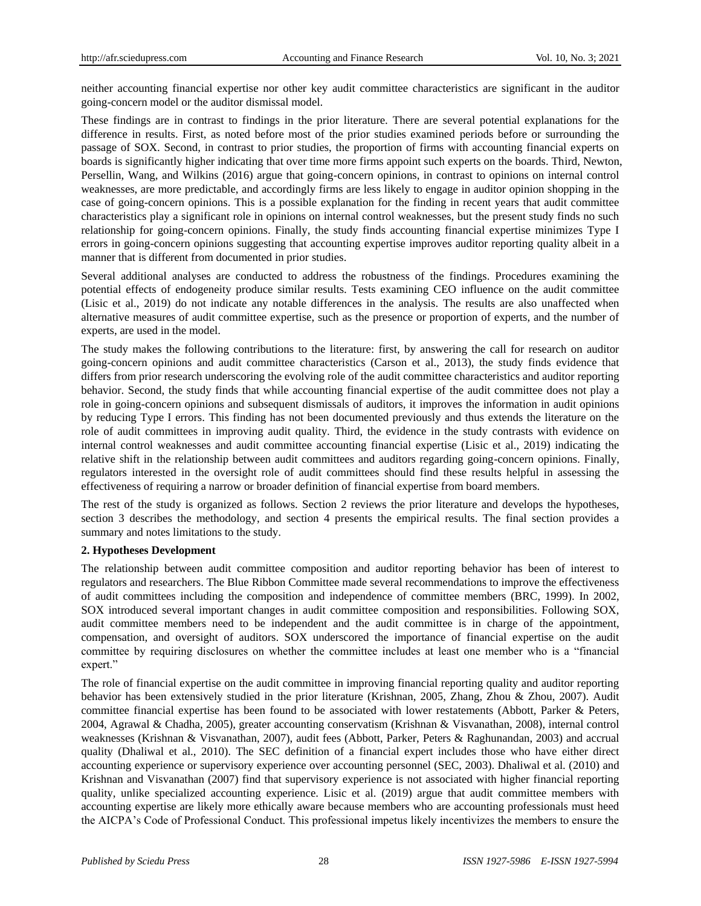neither accounting financial expertise nor other key audit committee characteristics are significant in the auditor going-concern model or the auditor dismissal model.

These findings are in contrast to findings in the prior literature. There are several potential explanations for the difference in results. First, as noted before most of the prior studies examined periods before or surrounding the passage of SOX. Second, in contrast to prior studies, the proportion of firms with accounting financial experts on boards is significantly higher indicating that over time more firms appoint such experts on the boards. Third, Newton, Persellin, Wang, and Wilkins (2016) argue that going-concern opinions, in contrast to opinions on internal control weaknesses, are more predictable, and accordingly firms are less likely to engage in auditor opinion shopping in the case of going-concern opinions. This is a possible explanation for the finding in recent years that audit committee characteristics play a significant role in opinions on internal control weaknesses, but the present study finds no such relationship for going-concern opinions. Finally, the study finds accounting financial expertise minimizes Type I errors in going-concern opinions suggesting that accounting expertise improves auditor reporting quality albeit in a manner that is different from documented in prior studies.

Several additional analyses are conducted to address the robustness of the findings. Procedures examining the potential effects of endogeneity produce similar results. Tests examining CEO influence on the audit committee (Lisic et al., 2019) do not indicate any notable differences in the analysis. The results are also unaffected when alternative measures of audit committee expertise, such as the presence or proportion of experts, and the number of experts, are used in the model.

The study makes the following contributions to the literature: first, by answering the call for research on auditor going-concern opinions and audit committee characteristics (Carson et al., 2013), the study finds evidence that differs from prior research underscoring the evolving role of the audit committee characteristics and auditor reporting behavior. Second, the study finds that while accounting financial expertise of the audit committee does not play a role in going-concern opinions and subsequent dismissals of auditors, it improves the information in audit opinions by reducing Type I errors. This finding has not been documented previously and thus extends the literature on the role of audit committees in improving audit quality. Third, the evidence in the study contrasts with evidence on internal control weaknesses and audit committee accounting financial expertise (Lisic et al., 2019) indicating the relative shift in the relationship between audit committees and auditors regarding going-concern opinions. Finally, regulators interested in the oversight role of audit committees should find these results helpful in assessing the effectiveness of requiring a narrow or broader definition of financial expertise from board members.

The rest of the study is organized as follows. Section 2 reviews the prior literature and develops the hypotheses, section 3 describes the methodology, and section 4 presents the empirical results. The final section provides a summary and notes limitations to the study.

## 2. Hypotheses Development

The relationship between audit committee composition and auditor reporting behavior has been of interest to regulators and researchers. The Blue Ribbon Committee made several recommendations to improve the effectiveness of audit committees including the composition and independence of committee members (BRC, 1999). In 2002, SOX introduced several important changes in audit committee composition and responsibilities. Following SOX, audit committee members need to be independent and the audit committee is in charge of the appointment, compensation, and oversight of auditors. SOX underscored the importance of financial expertise on the audit committee by requiring disclosures on whether the committee includes at least one member who is a "financial expert."

The role of financial expertise on the audit committee in improving financial reporting quality and auditor reporting behavior has been extensively studied in the prior literature (Krishnan, 2005, Zhang, Zhou & Zhou, 2007). Audit committee financial expertise has been found to be associated with lower restatements (Abbott, Parker & Peters, 2004, Agrawal & Chadha, 2005), greater accounting conservatism (Krishnan & Visvanathan, 2008), internal control weaknesses (Krishnan & Visvanathan, 2007), audit fees (Abbott, Parker, Peters & Raghunandan, 2003) and accrual quality (Dhaliwal et al., 2010). The SEC definition of a financial expert includes those who have either direct accounting experience or supervisory experience over accounting personnel (SEC, 2003). Dhaliwal et al. (2010) and Krishnan and Visvanathan (2007) find that supervisory experience is not associated with higher financial reporting quality, unlike specialized accounting experience. Lisic et al. (2019) argue that audit committee members with accounting expertise are likely more ethically aware because members who are accounting professionals must heed the AICPA's Code of Professional Conduct. This professional impetus likely incentivizes the members to ensure the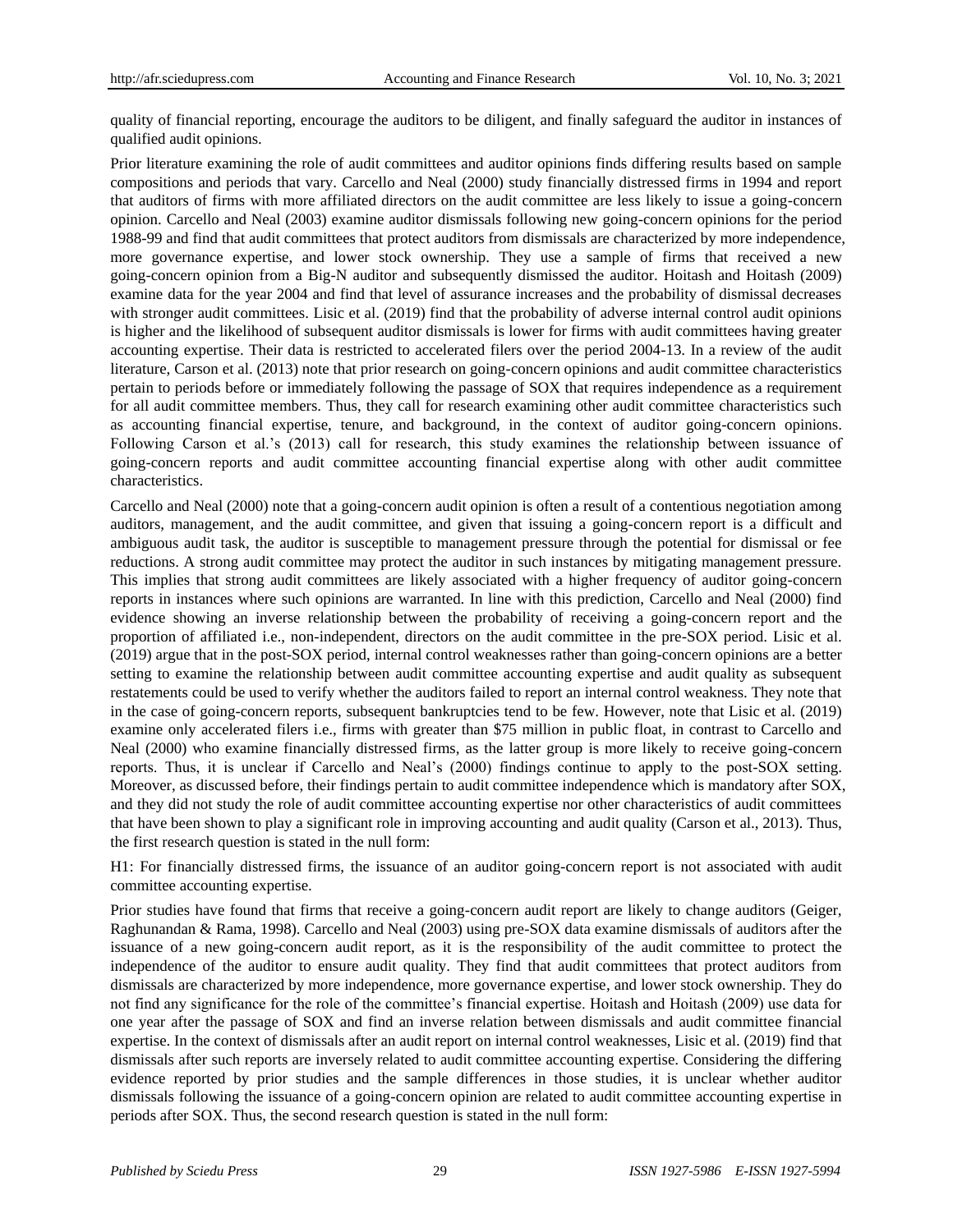quality of financial reporting, encourage the auditors to be diligent, and finally safeguard the auditor in instances of qualified audit opinions.

Prior literature examining the role of audit committees and auditor opinions finds differing results based on sample compositions and periods that vary. Carcello and Neal (2000) study financially distressed firms in 1994 and report that auditors of firms with more affiliated directors on the audit committee are less likely to issue a going-concern opinion. Carcello and Neal (2003) examine auditor dismissals following new going-concern opinions for the period 1988-99 and find that audit committees that protect auditors from dismissals are characterized by more independence, more governance expertise, and lower stock ownership. They use a sample of firms that received a new going-concern opinion from a Big-N auditor and subsequently dismissed the auditor. Hoitash and Hoitash (2009) examine data for the year 2004 and find that level of assurance increases and the probability of dismissal decreases with stronger audit committees. Lisic et al. (2019) find that the probability of adverse internal control audit opinions is higher and the likelihood of subsequent auditor dismissals is lower for firms with audit committees having greater accounting expertise. Their data is restricted to accelerated filers over the period 2004-13. In a review of the audit literature, Carson et al. (2013) note that prior research on going-concern opinions and audit committee characteristics pertain to periods before or immediately following the passage of SOX that requires independence as a requirement for all audit committee members. Thus, they call for research examining other audit committee characteristics such as accounting financial expertise, tenure, and background, in the context of auditor going-concern opinions. Following Carson et al.'s (2013) call for research, this study examines the relationship between issuance of going-concern reports and audit committee accounting financial expertise along with other audit committee characteristics.

Carcello and Neal (2000) note that a going-concern audit opinion is often a result of a contentious negotiation among auditors, management, and the audit committee, and given that issuing a going-concern report is a difficult and ambiguous audit task, the auditor is susceptible to management pressure through the potential for dismissal or fee reductions. A strong audit committee may protect the auditor in such instances by mitigating management pressure. This implies that strong audit committees are likely associated with a higher frequency of auditor going-concern reports in instances where such opinions are warranted. In line with this prediction, Carcello and Neal (2000) find evidence showing an inverse relationship between the probability of receiving a going-concern report and the proportion of affiliated i.e., non-independent, directors on the audit committee in the pre-SOX period. Lisic et al. (2019) argue that in the post-SOX period, internal control weaknesses rather than going-concern opinions are a better setting to examine the relationship between audit committee accounting expertise and audit quality as subsequent restatements could be used to verify whether the auditors failed to report an internal control weakness. They note that in the case of going-concern reports, subsequent bankruptcies tend to be few. However, note that Lisic et al. (2019) examine only accelerated filers i.e., firms with greater than $75 million in public float, in contrast to Carcello and Neal (2000) who examine financially distressed firms, as the latter group is more likely to receive going-concern reports. Thus, it is unclear if Carcello and Neal's (2000) findings continue to apply to the post-SOX setting. Moreover, as discussed before, their findings pertain to audit committee independence which is mandatory after SOX, and they did not study the role of audit committee accounting expertise nor other characteristics of audit committees that have been shown to play a significant role in improving accounting and audit quality (Carson et al., 2013). Thus, the first research question is stated in the null form:

H1: For financially distressed firms, the issuance of an auditor going-concern report is not associated with audit committee accounting expertise.

Prior studies have found that firms that receive a going-concern audit report are likely to change auditors (Geiger, Raghunandan & Rama, 1998). Carcello and Neal (2003) using pre-SOX data examine dismissals of auditors after the issuance of a new going-concern audit report, as it is the responsibility of the audit committee to protect the independence of the auditor to ensure audit quality. They find that audit committees that protect auditors from dismissals are characterized by more independence, more governance expertise, and lower stock ownership. They do not find any significance for the role of the committee's financial expertise. Hoitash and Hoitash (2009) use data for one year after the passage of SOX and find an inverse relation between dismissals and audit committee financial expertise. In the context of dismissals after an audit report on internal control weaknesses, Lisic et al. (2019) find that dismissals after such reports are inversely related to audit committee accounting expertise. Considering the differing evidence reported by prior studies and the sample differences in those studies, it is unclear whether auditor dismissals following the issuance of a going-concern opinion are related to audit committee accounting expertise in periods after SOX. Thus, the second research question is stated in the null form: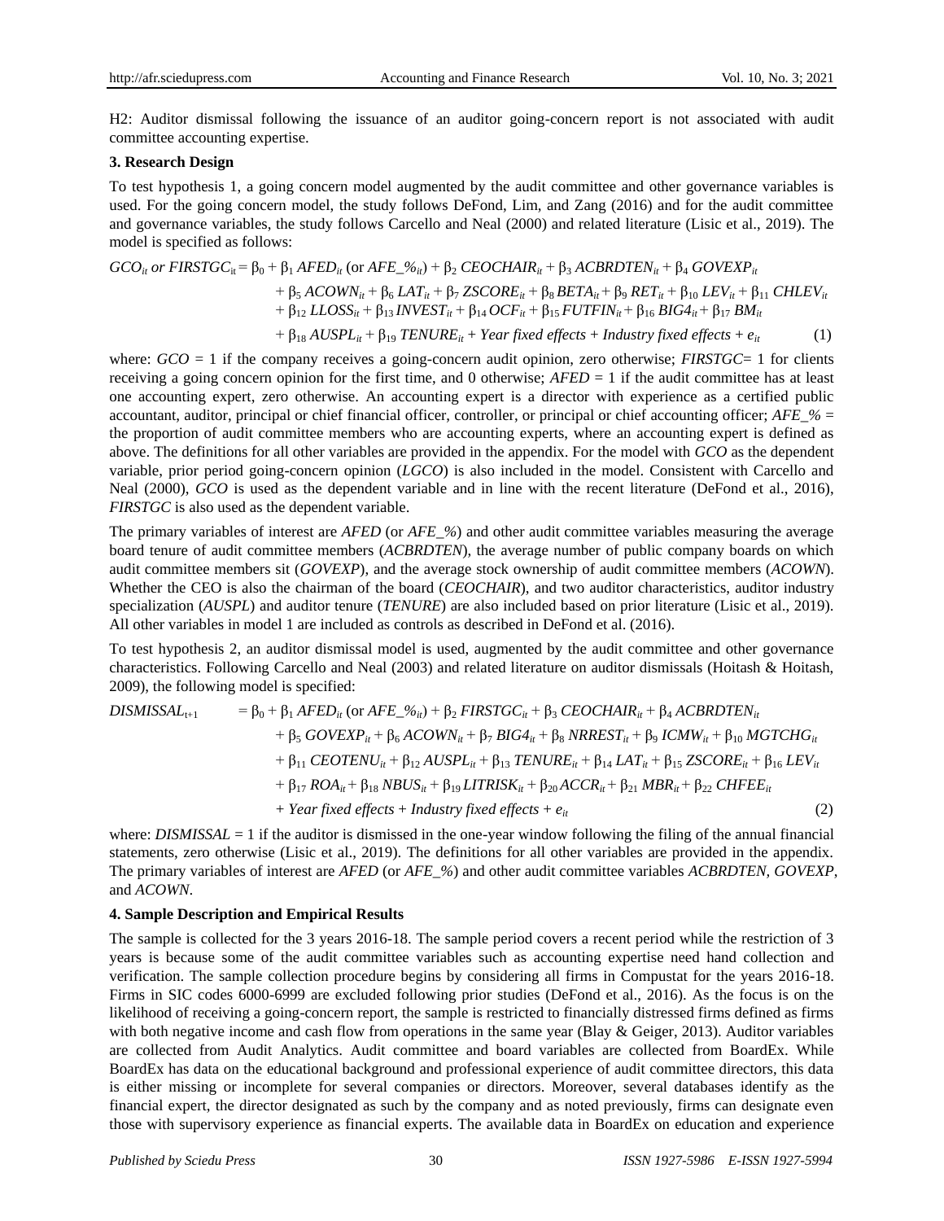H2: Auditor dismissal following the issuance of an auditor going-concern report is not associated with audit committee accounting expertise.

### 3. Research Design

To test hypothesis 1, a going concern model augmented by the audit committee and other governance variables is used. For the going concern model, the study follows DeFond, Lim, and Zang (2016) and for the audit committee and governance variables, the study follows Carcello and Neal (2000) and related literature (Lisic et al., 2019). The model is specified as follows:

$$
\begin{aligned}
GCO_{it} \text{ or } FIRSTGC_{it} = {} & \beta_0 + \beta_1 AFED_{it} \text{ (or } AFE\_\%_{it}) + \beta_2 CEOCHAIR_{it} + \beta_3 ACBRDTEN_{it} + \beta_4 GOVEXP_{it} \\
& + \beta_5 ACOWN_{it} + \beta_6 LAT_{it} + \beta_7 ZSCORE_{it} + \beta_8 BETA_{it} + \beta_9 RET_{it} + \beta_{10} LEV_{it} + \beta_{11} CHLEV_{it} \\
& + \beta_{12} LLOSS_{it} + \beta_{13} INVEST_{it} + \beta_{14} OCF_{it} + \beta_{15} FUTFIN_{it} + \beta_{16} BIG4_{it} + \beta_{17} BM_{it} \\
& + \beta_{18} AUSPL_{it} + \beta_{19} TENURE_{it} + \text{Year fixed effects} + \text{Industry fixed effects} + e_{it} \qquad (1)
\end{aligned}
$$

where: *GCO* = 1 if the company receives a going-concern audit opinion, zero otherwise; *FIRSTGC*= 1 for clients receiving a going concern opinion for the first time, and 0 otherwise; *AFED* = 1 if the audit committee has at least one accounting expert, zero otherwise. An accounting expert is a director with experience as a certified public accountant, auditor, principal or chief financial officer, controller, or principal or chief accounting officer; *AFE_%* = the proportion of audit committee members who are accounting experts, where an accounting expert is defined as above. The definitions for all other variables are provided in the appendix. For the model with *GCO* as the dependent variable, prior period going-concern opinion (*LGCO*) is also included in the model. Consistent with Carcello and Neal (2000), *GCO* is used as the dependent variable and in line with the recent literature (DeFond et al., 2016), *FIRSTGC* is also used as the dependent variable.

The primary variables of interest are *AFED* (or *AFE_%*) and other audit committee variables measuring the average board tenure of audit committee members (*ACBRDTEN*), the average number of public company boards on which audit committee members sit (*GOVEXP*), and the average stock ownership of audit committee members (*ACOWN*). Whether the CEO is also the chairman of the board (*CEOCHAIR*), and two auditor characteristics, auditor industry specialization (*AUSPL*) and auditor tenure (*TENURE*) are also included based on prior literature (Lisic et al., 2019). All other variables in model 1 are included as controls as described in DeFond et al. (2016).

To test hypothesis 2, an auditor dismissal model is used, augmented by the audit committee and other governance characteristics. Following Carcello and Neal (2003) and related literature on auditor dismissals (Hoitash & Hoitash, 2009), the following model is specified:

$$
\begin{aligned}
DISMISSAL_{t+1} = {} & \beta_0 + \beta_1 AFED_{it} \text{ (or } AFE\_\%_{it}) + \beta_2 FIRSTGC_{it} + \beta_3 CEOCHAIR_{it} + \beta_4 ACBRDTEN_{it} \\
& + \beta_5 GOVEXP_{it} + \beta_6 ACOWN_{it} + \beta_7 BIG4_{it} + \beta_8 NRREST_{it} + \beta_9 ICMW_{it} + \beta_{10} MGTCHG_{it} \\
& + \beta_{11} CEOTENU_{it} + \beta_{12} AUSPL_{it} + \beta_{13} TENURE_{it} + \beta_{14} LAT_{it} + \beta_{15} ZSCORE_{it} + \beta_{16} LEV_{it} \\
& + \beta_{17} ROA_{it} + \beta_{18} NBUS_{it} + \beta_{19} LITRISK_{it} + \beta_{20} ACCR_{it} + \beta_{21} MBR_{it} + \beta_{22} CHFEE_{it} \\
& + \text{Year fixed effects} + \text{Industry fixed effects} + e_{it} \qquad (2)
\end{aligned}
$$

where: *DISMISSAL* = 1 if the auditor is dismissed in the one-year window following the filing of the annual financial statements, zero otherwise (Lisic et al., 2019). The definitions for all other variables are provided in the appendix. The primary variables of interest are *AFED* (or *AFE_%*) and other audit committee variables *ACBRDTEN*, *GOVEXP*, and *ACOWN*.

### 4. Sample Description and Empirical Results

The sample is collected for the 3 years 2016-18. The sample period covers a recent period while the restriction of 3 years is because some of the audit committee variables such as accounting expertise need hand collection and verification. The sample collection procedure begins by considering all firms in Compustat for the years 2016-18. Firms in SIC codes 6000-6999 are excluded following prior studies (DeFond et al., 2016). As the focus is on the likelihood of receiving a going-concern report, the sample is restricted to financially distressed firms defined as firms with both negative income and cash flow from operations in the same year (Blay & Geiger, 2013). Auditor variables are collected from Audit Analytics. Audit committee and board variables are collected from BoardEx. While BoardEx has data on the educational background and professional experience of audit committee directors, this data is either missing or incomplete for several companies or directors. Moreover, several databases identify as the financial expert, the director designated as such by the company and as noted previously, firms can designate even those with supervisory experience as financial experts. The available data in BoardEx on education and experience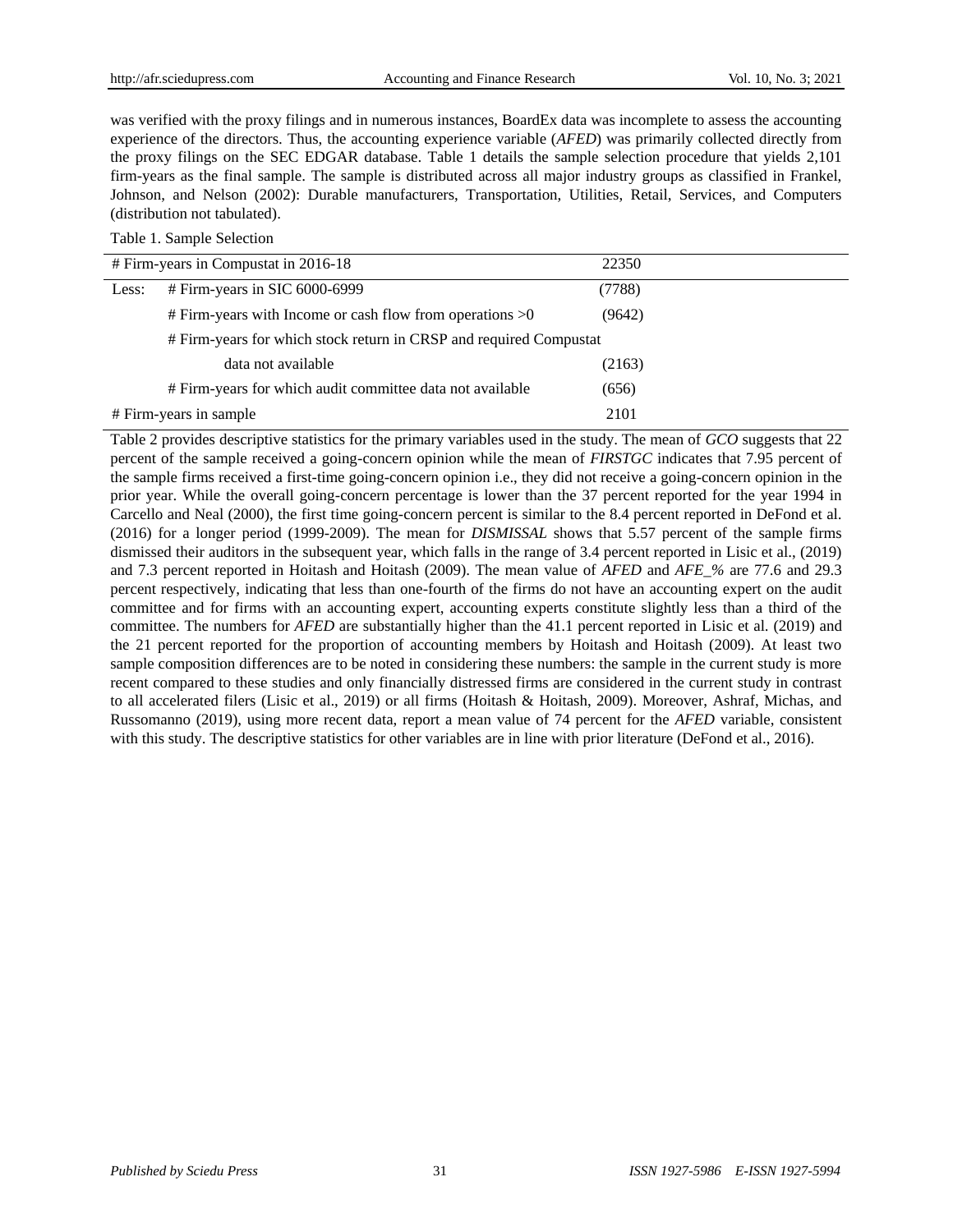was verified with the proxy filings and in numerous instances, BoardEx data was incomplete to assess the accounting experience of the directors. Thus, the accounting experience variable (*AFED*) was primarily collected directly from the proxy filings on the SEC EDGAR database. Table 1 details the sample selection procedure that yields 2,101 firm-years as the final sample. The sample is distributed across all major industry groups as classified in Frankel, Johnson, and Nelson (2002): Durable manufacturers, Transportation, Utilities, Retail, Services, and Computers (distribution not tabulated).

Table 1. Sample Selection

| | | |
|---|---|---|
| # Firm-years in Compustat in 2016-18 | | 22350 |
| Less: | # Firm-years in SIC 6000-6999 | (7788) |
| | # Firm-years with Income or cash flow from operations >0 | (9642) |
| | # Firm-years for which stock return in CRSP and required Compustat data not available | (2163) |
| | # Firm-years for which audit committee data not available | (656) |
| # Firm-years in sample | | 2101 |

Table 2 provides descriptive statistics for the primary variables used in the study. The mean of *GCO* suggests that 22 percent of the sample received a going-concern opinion while the mean of *FIRSTGC* indicates that 7.95 percent of the sample firms received a first-time going-concern opinion i.e., they did not receive a going-concern opinion in the prior year. While the overall going-concern percentage is lower than the 37 percent reported for the year 1994 in Carcello and Neal (2000), the first time going-concern percent is similar to the 8.4 percent reported in DeFond et al. (2016) for a longer period (1999-2009). The mean for *DISMISSAL* shows that 5.57 percent of the sample firms dismissed their auditors in the subsequent year, which falls in the range of 3.4 percent reported in Lisic et al., (2019) and 7.3 percent reported in Hoitash and Hoitash (2009). The mean value of *AFED* and *AFE_%* are 77.6 and 29.3 percent respectively, indicating that less than one-fourth of the firms do not have an accounting expert on the audit committee and for firms with an accounting expert, accounting experts constitute slightly less than a third of the committee. The numbers for *AFED* are substantially higher than the 41.1 percent reported in Lisic et al. (2019) and the 21 percent reported for the proportion of accounting members by Hoitash and Hoitash (2009). At least two sample composition differences are to be noted in considering these numbers: the sample in the current study is more recent compared to these studies and only financially distressed firms are considered in the current study in contrast to all accelerated filers (Lisic et al., 2019) or all firms (Hoitash & Hoitash, 2009). Moreover, Ashraf, Michas, and Russomanno (2019), using more recent data, report a mean value of 74 percent for the *AFED* variable, consistent with this study. The descriptive statistics for other variables are in line with prior literature (DeFond et al., 2016).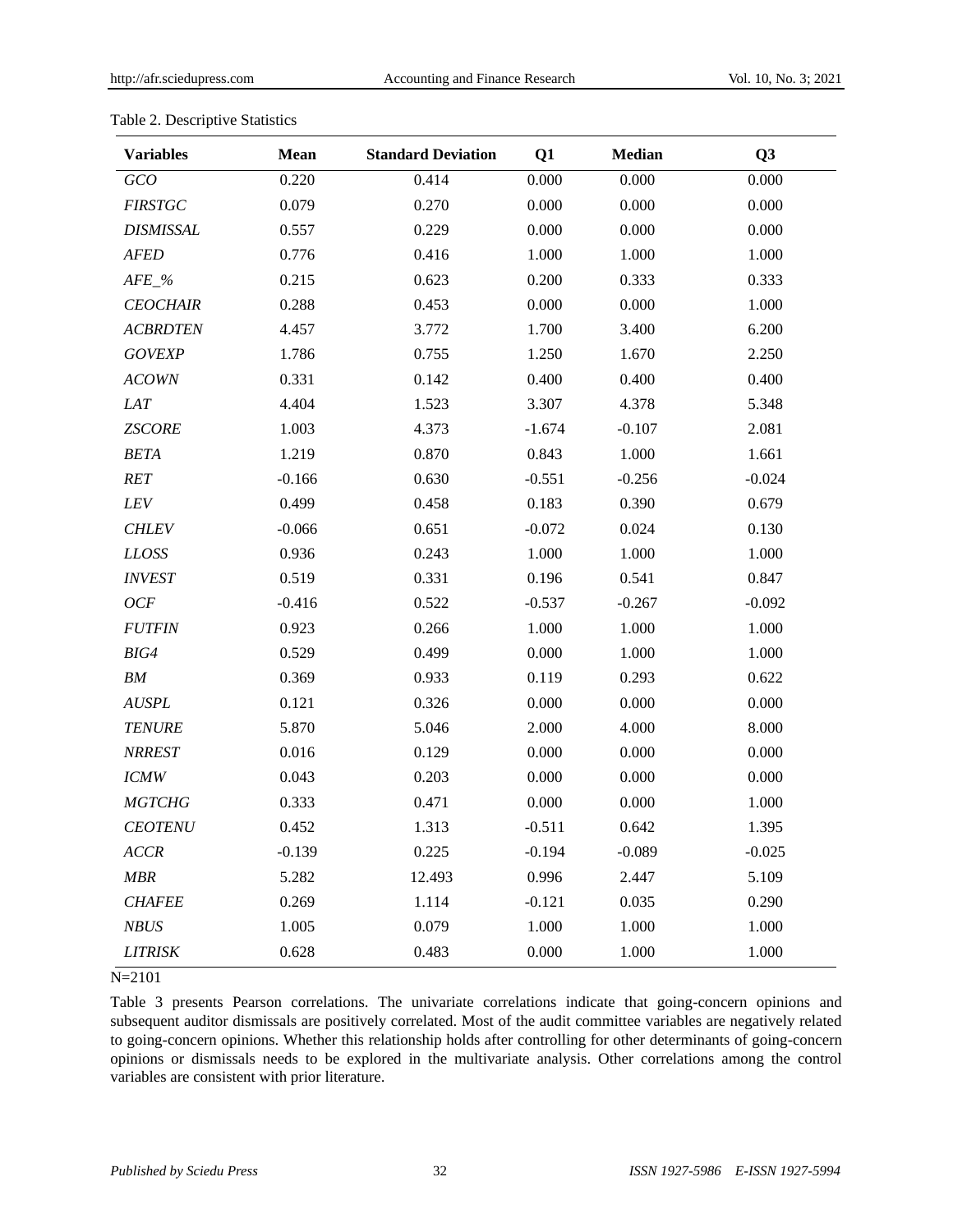Table 2. Descriptive Statistics

| Variables | Mean | Standard Deviation | Q1 | Median | Q3 |
|---|---|---|---|---|---|
| *GCO* | 0.220 | 0.414 | 0.000 | 0.000 | 0.000 |
| *FIRSTGC* | 0.079 | 0.270 | 0.000 | 0.000 | 0.000 |
| *DISMISSAL* | 0.557 | 0.229 | 0.000 | 0.000 | 0.000 |
| *AFED* | 0.776 | 0.416 | 1.000 | 1.000 | 1.000 |
| *AFE_%* | 0.215 | 0.623 | 0.200 | 0.333 | 0.333 |
| *CEOCHAIR* | 0.288 | 0.453 | 0.000 | 0.000 | 1.000 |
| *ACBRDTEN* | 4.457 | 3.772 | 1.700 | 3.400 | 6.200 |
| *GOVEXP* | 1.786 | 0.755 | 1.250 | 1.670 | 2.250 |
| *ACOWN* | 0.331 | 0.142 | 0.400 | 0.400 | 0.400 |
| *LAT* | 4.404 | 1.523 | 3.307 | 4.378 | 5.348 |
| *ZSCORE* | 1.003 | 4.373 | -1.674 | -0.107 | 2.081 |
| *BETA* | 1.219 | 0.870 | 0.843 | 1.000 | 1.661 |
| *RET* | -0.166 | 0.630 | -0.551 | -0.256 | -0.024 |
| *LEV* | 0.499 | 0.458 | 0.183 | 0.390 | 0.679 |
| *CHLEV* | -0.066 | 0.651 | -0.072 | 0.024 | 0.130 |
| *LLOSS* | 0.936 | 0.243 | 1.000 | 1.000 | 1.000 |
| *INVEST* | 0.519 | 0.331 | 0.196 | 0.541 | 0.847 |
| *OCF* | -0.416 | 0.522 | -0.537 | -0.267 | -0.092 |
| *FUTFIN* | 0.923 | 0.266 | 1.000 | 1.000 | 1.000 |
| *BIG4* | 0.529 | 0.499 | 0.000 | 1.000 | 1.000 |
| *BM* | 0.369 | 0.933 | 0.119 | 0.293 | 0.622 |
| *AUSPL* | 0.121 | 0.326 | 0.000 | 0.000 | 0.000 |
| *TENURE* | 5.870 | 5.046 | 2.000 | 4.000 | 8.000 |
| *NRREST* | 0.016 | 0.129 | 0.000 | 0.000 | 0.000 |
| *ICMW* | 0.043 | 0.203 | 0.000 | 0.000 | 0.000 |
| *MGTCHG* | 0.333 | 0.471 | 0.000 | 0.000 | 1.000 |
| *CEOTENU* | 0.452 | 1.313 | -0.511 | 0.642 | 1.395 |
| *ACCR* | -0.139 | 0.225 | -0.194 | -0.089 | -0.025 |
| *MBR* | 5.282 | 12.493 | 0.996 | 2.447 | 5.109 |
| *CHAFEE* | 0.269 | 1.114 | -0.121 | 0.035 | 0.290 |
| *NBUS* | 1.005 | 0.079 | 1.000 | 1.000 | 1.000 |
| *LITRISK* | 0.628 | 0.483 | 0.000 | 1.000 | 1.000 |

N=2101

Table 3 presents Pearson correlations. The univariate correlations indicate that going-concern opinions and subsequent auditor dismissals are positively correlated. Most of the audit committee variables are negatively related to going-concern opinions. Whether this relationship holds after controlling for other determinants of going-concern opinions or dismissals needs to be explored in the multivariate analysis. Other correlations among the control variables are consistent with prior literature.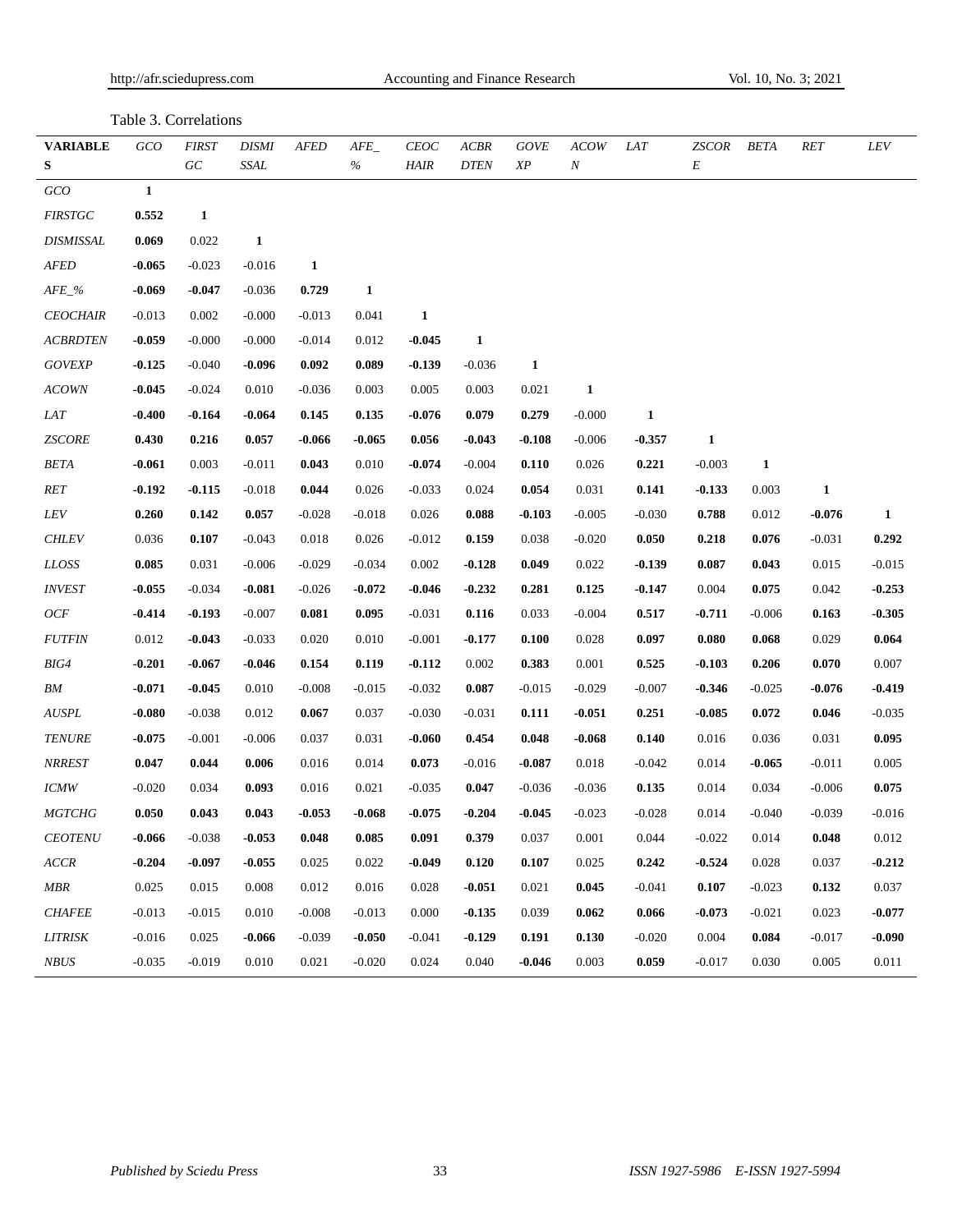Table 3. Correlations

| VARIABLES | GCO | FIRSTGC | DISMISSAL | AFED | AFE_% | CEOCHAIR | ACBRDTEN | GOVEXP | ACOWN | LAT | ZSCORE | BETA | RET | LEV |
|---|---|---|---|---|---|---|---|---|---|---|---|---|---|---|
| *GCO* | **1** | | | | | | | | | | | | | |
| *FIRSTGC* | **0.552** | **1** | | | | | | | | | | | | |
| *DISMISSAL* | **0.069** | 0.022 | **1** | | | | | | | | | | | |
| *AFED* | **-0.065** | -0.023 | -0.016 | **1** | | | | | | | | | | |
| *AFE_%* | **-0.069** | **-0.047** | -0.036 | **0.729** | **1** | | | | | | | | | |
| *CEOCHAIR* | -0.013 | 0.002 | -0.000 | -0.013 | 0.041 | **1** | | | | | | | | |
| *ACBRDTEN* | **-0.059** | -0.000 | -0.000 | -0.014 | 0.012 | **-0.045** | **1** | | | | | | | |
| *GOVEXP* | **-0.125** | -0.040 | **-0.096** | **0.092** | **0.089** | **-0.139** | -0.036 | **1** | | | | | | |
| *ACOWN* | **-0.045** | -0.024 | 0.010 | -0.036 | 0.003 | 0.005 | 0.003 | 0.021 | **1** | | | | | |
| *LAT* | **-0.400** | **-0.164** | **-0.064** | **0.145** | **0.135** | **-0.076** | **0.079** | **0.279** | -0.000 | **1** | | | | |
| *ZSCORE* | **0.430** | **0.216** | **0.057** | **-0.066** | **-0.065** | **0.056** | **-0.043** | **-0.108** | -0.006 | **-0.357** | **1** | | | |
| *BETA* | **-0.061** | 0.003 | -0.011 | **0.043** | 0.010 | **-0.074** | -0.004 | **0.110** | 0.026 | **0.221** | -0.003 | **1** | | |
| *RET* | **-0.192** | **-0.115** | -0.018 | **0.044** | 0.026 | -0.033 | 0.024 | **0.054** | 0.031 | **0.141** | **-0.133** | 0.003 | **1** | |
| *LEV* | **0.260** | **0.142** | **0.057** | -0.028 | -0.018 | 0.026 | **0.088** | **-0.103** | -0.005 | -0.030 | **0.788** | 0.012 | **-0.076** | **1** |
| *CHLEV* | 0.036 | **0.107** | -0.043 | 0.018 | 0.026 | -0.012 | **0.159** | 0.038 | -0.020 | **0.050** | **0.218** | **0.076** | -0.031 | **0.292** |
| *LLOSS* | **0.085** | 0.031 | -0.006 | -0.029 | -0.034 | 0.002 | **-0.128** | **0.049** | 0.022 | **-0.139** | **0.087** | **0.043** | 0.015 | -0.015 |
| *INVEST* | **-0.055** | -0.034 | **-0.081** | -0.026 | **-0.072** | **-0.046** | **-0.232** | **0.281** | **0.125** | **-0.147** | 0.004 | **0.075** | 0.042 | **-0.253** |
| *OCF* | **-0.414** | **-0.193** | -0.007 | **0.081** | **0.095** | -0.031 | **0.116** | 0.033 | -0.004 | **0.517** | **-0.711** | -0.006 | **0.163** | **-0.305** |
| *FUTFIN* | 0.012 | **-0.043** | -0.033 | 0.020 | 0.010 | -0.001 | **-0.177** | **0.100** | 0.028 | **0.097** | **0.080** | **0.068** | 0.029 | **0.064** |
| *BIG4* | **-0.201** | **-0.067** | **-0.046** | **0.154** | **0.119** | **-0.112** | 0.002 | **0.383** | 0.001 | **0.525** | **-0.103** | **0.206** | **0.070** | 0.007 |
| *BM* | **-0.071** | **-0.045** | 0.010 | -0.008 | -0.015 | -0.032 | **0.087** | -0.015 | -0.029 | -0.007 | **-0.346** | -0.025 | **-0.076** | **-0.419** |
| *AUSPL* | **-0.080** | -0.038 | 0.012 | **0.067** | 0.037 | -0.030 | -0.031 | **0.111** | **-0.051** | **0.251** | **-0.085** | **0.072** | **0.046** | -0.035 |
| *TENURE* | **-0.075** | -0.001 | -0.006 | 0.037 | 0.031 | **-0.060** | **0.454** | **0.048** | **-0.068** | **0.140** | 0.016 | 0.036 | 0.031 | **0.095** |
| *NRREST* | **0.047** | **0.044** | **0.006** | 0.016 | 0.014 | **0.073** | -0.016 | **-0.087** | 0.018 | -0.042 | 0.014 | **-0.065** | -0.011 | 0.005 |
| *ICMW* | -0.020 | 0.034 | **0.093** | 0.016 | 0.021 | -0.035 | **0.047** | -0.036 | -0.036 | **0.135** | 0.014 | 0.034 | -0.006 | **0.075** |
| *MGTCHG* | **0.050** | **0.043** | **0.043** | **-0.053** | **-0.068** | **-0.075** | **-0.204** | **-0.045** | -0.023 | -0.028 | 0.014 | -0.040 | -0.039 | -0.016 |
| *CEOTENU* | **-0.066** | -0.038 | **-0.053** | **0.048** | **0.085** | **0.091** | **0.379** | 0.037 | 0.001 | 0.044 | -0.022 | 0.014 | **0.048** | 0.012 |
| *ACCR* | **-0.204** | **-0.097** | **-0.055** | 0.025 | 0.022 | **-0.049** | **0.120** | **0.107** | 0.025 | **0.242** | **-0.524** | 0.028 | 0.037 | **-0.212** |
| *MBR* | 0.025 | 0.015 | 0.008 | 0.012 | 0.016 | 0.028 | **-0.051** | 0.021 | **0.045** | -0.041 | **0.107** | -0.023 | **0.132** | 0.037 |
| *CHAFEE* | -0.013 | -0.015 | 0.010 | -0.008 | -0.013 | 0.000 | **-0.135** | 0.039 | **0.062** | **0.066** | **-0.073** | -0.021 | 0.023 | **-0.077** |
| *LITRISK* | -0.016 | 0.025 | **-0.066** | -0.039 | **-0.050** | -0.041 | **-0.129** | **0.191** | **0.130** | -0.020 | 0.004 | **0.084** | -0.017 | **-0.090** |
| *NBUS* | -0.035 | -0.019 | 0.010 | 0.021 | -0.020 | 0.024 | 0.040 | **-0.046** | 0.003 | **0.059** | -0.017 | 0.030 | 0.005 | 0.011 |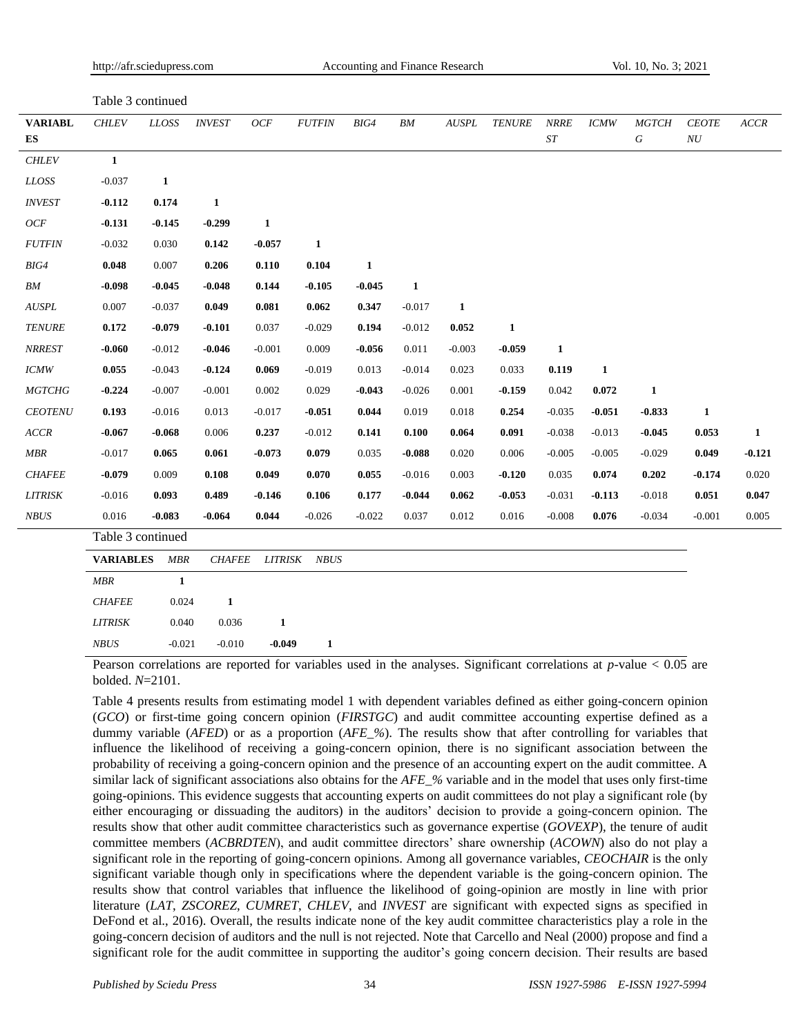Table 3 continued

| VARIABLES | *CHLEV* | *LLOSS* | *INVEST* | *OCF* | *FUTFIN* | *BIG4* | *BM* | *AUSPL* | *TENURE* | *NRREST* | *ICMW* | *MGTCHG* | *CEOTENU* | *ACCR* |
|---|---|---|---|---|---|---|---|---|---|---|---|---|---|---|
| *CHLEV* | **1** | | | | | | | | | | | | | |
| *LLOSS* | -0.037 | **1** | | | | | | | | | | | | |
| *INVEST* | **-0.112** | **0.174** | **1** | | | | | | | | | | | |
| *OCF* | **-0.131** | **-0.145** | **-0.299** | **1** | | | | | | | | | | |
| *FUTFIN* | -0.032 | 0.030 | **0.142** | **-0.057** | **1** | | | | | | | | | |
| *BIG4* | **0.048** | 0.007 | **0.206** | **0.110** | **0.104** | **1** | | | | | | | | |
| *BM* | **-0.098** | **-0.045** | **-0.048** | **0.144** | **-0.105** | **-0.045** | **1** | | | | | | | |
| *AUSPL* | 0.007 | -0.037 | **0.049** | **0.081** | **0.062** | **0.347** | -0.017 | **1** | | | | | | |
| *TENURE* | **0.172** | **-0.079** | **-0.101** | 0.037 | -0.029 | **0.194** | -0.012 | **0.052** | **1** | | | | | |
| *NRREST* | **-0.060** | -0.012 | **-0.046** | -0.001 | 0.009 | **-0.056** | 0.011 | -0.003 | **-0.059** | **1** | | | | |
| *ICMW* | **0.055** | -0.043 | **-0.124** | **0.069** | -0.019 | 0.013 | -0.014 | 0.023 | 0.033 | **0.119** | **1** | | | |
| *MGTCHG* | **-0.224** | -0.007 | -0.001 | 0.002 | 0.029 | **-0.043** | -0.026 | 0.001 | **-0.159** | 0.042 | **0.072** | **1** | | |
| *CEOTENU* | **0.193** | -0.016 | 0.013 | -0.017 | **-0.051** | **0.044** | 0.019 | 0.018 | **0.254** | -0.035 | **-0.051** | **-0.833** | **1** | |
| *ACCR* | **-0.067** | **-0.068** | 0.006 | **0.237** | -0.012 | **0.141** | **0.100** | **0.064** | **0.091** | -0.038 | -0.013 | **-0.045** | **0.053** | **1** |
| *MBR* | -0.017 | **0.065** | **0.061** | **-0.073** | **0.079** | 0.035 | **-0.088** | 0.020 | 0.006 | -0.005 | -0.005 | -0.029 | **0.049** | **-0.121** |
| *CHAFEE* | **-0.079** | 0.009 | **0.108** | **0.049** | **0.070** | **0.055** | -0.016 | 0.003 | **-0.120** | 0.035 | **0.074** | **0.202** | **-0.174** | 0.020 |
| *LITRISK* | -0.016 | **0.093** | **0.489** | **-0.146** | **0.106** | **0.177** | **-0.044** | **0.062** | **-0.053** | -0.031 | **-0.113** | -0.018 | **0.051** | **0.047** |
| *NBUS* | 0.016 | **-0.083** | **-0.064** | **0.044** | -0.026 | -0.022 | 0.037 | 0.012 | 0.016 | -0.008 | **0.076** | -0.034 | -0.001 | 0.005 |

Table 3 continued

| **VARIABLES** | *MBR* | *CHAFEE* | *LITRISK* | *NBUS* |
|---|---|---|---|---|
| *MBR* | **1** | | | |
| *CHAFEE* | 0.024 | **1** | | |
| *LITRISK* | 0.040 | 0.036 | **1** | |
| *NBUS* | -0.021 | -0.010 | **-0.049** | **1** |

Pearson correlations are reported for variables used in the analyses. Significant correlations at *p*-value $< 0.05$ are bolded. *N*=2101.

Table 4 presents results from estimating model 1 with dependent variables defined as either going-concern opinion (*GCO*) or first-time going concern opinion (*FIRSTGC*) and audit committee accounting expertise defined as a dummy variable (*AFED*) or as a proportion (*AFE_%*). The results show that after controlling for variables that influence the likelihood of receiving a going-concern opinion, there is no significant association between the probability of receiving a going-concern opinion and the presence of an accounting expert on the audit committee. A similar lack of significant associations also obtains for the *AFE_%* variable and in the model that uses only first-time going-opinions. This evidence suggests that accounting experts on audit committees do not play a significant role (by either encouraging or dissuading the auditors) in the auditors' decision to provide a going-concern opinion. The results show that other audit committee characteristics such as governance expertise (*GOVEXP*), the tenure of audit committee members (*ACBRDTEN*), and audit committee directors' share ownership (*ACOWN*) also do not play a significant role in the reporting of going-concern opinions. Among all governance variables, *CEOCHAIR* is the only significant variable though only in specifications where the dependent variable is the going-concern opinion. The results show that control variables that influence the likelihood of going-opinion are mostly in line with prior literature (*LAT*, *ZSCOREZ*, *CUMRET*, *CHLEV*, and *INVEST* are significant with expected signs as specified in DeFond et al., 2016). Overall, the results indicate none of the key audit committee characteristics play a role in the going-concern decision of auditors and the null is not rejected. Note that Carcello and Neal (2000) propose and find a significant role for the audit committee in supporting the auditor's going concern decision. Their results are based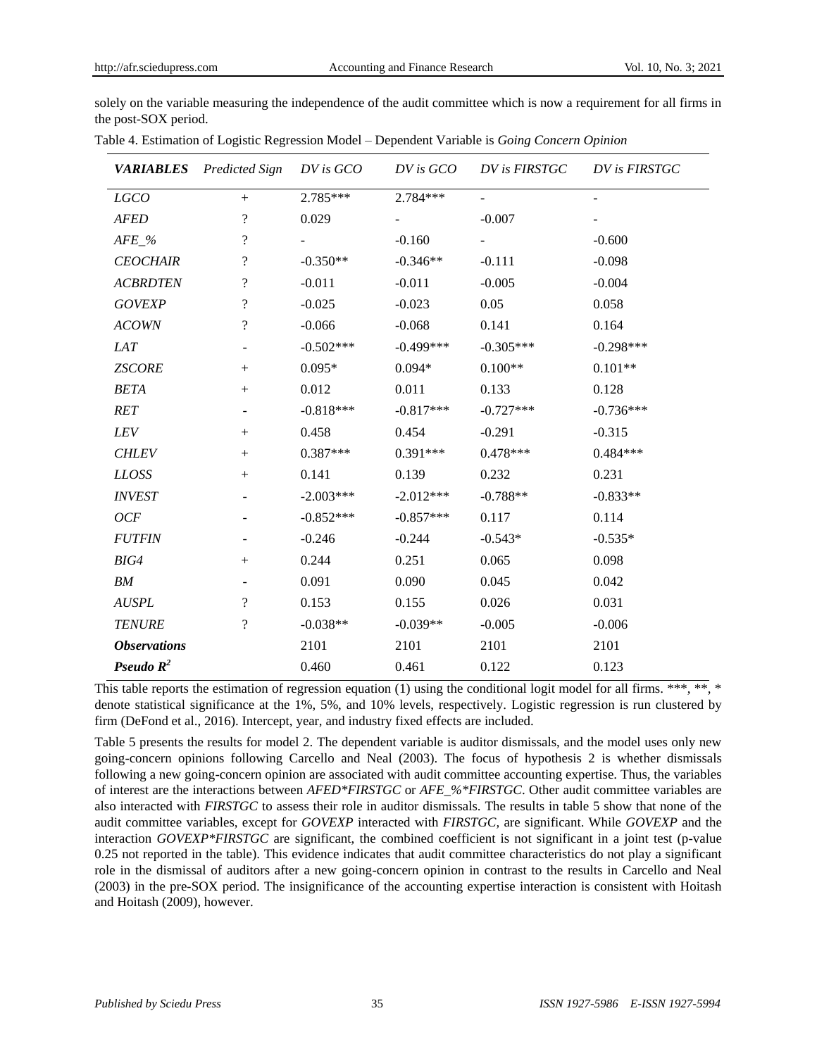solely on the variable measuring the independence of the audit committee which is now a requirement for all firms in the post-SOX period.

Table 4. Estimation of Logistic Regression Model – Dependent Variable is *Going Concern Opinion*

| ***VARIABLES*** | *Predicted Sign* | *DV is GCO* | *DV is GCO* | *DV is FIRSTGC* | *DV is FIRSTGC* |
|---|---|---|---|---|---|
| *LGCO* | + | 2.785*** | 2.784*** | - | - |
| *AFED* | ? | 0.029 | - | -0.007 | - |
| *AFE_%* | ? | - | -0.160 | - | -0.600 |
| *CEOCHAIR* | ? | -0.350** | -0.346** | -0.111 | -0.098 |
| *ACBRDTEN* | ? | -0.011 | -0.011 | -0.005 | -0.004 |
| *GOVEXP* | ? | -0.025 | -0.023 | 0.05 | 0.058 |
| *ACOWN* | ? | -0.066 | -0.068 | 0.141 | 0.164 |
| *LAT* | - | -0.502*** | -0.499*** | -0.305*** | -0.298*** |
| *ZSCORE* | + | 0.095* | 0.094* | 0.100** | 0.101** |
| *BETA* | + | 0.012 | 0.011 | 0.133 | 0.128 |
| *RET* | - | -0.818*** | -0.817*** | -0.727*** | -0.736*** |
| *LEV* | + | 0.458 | 0.454 | -0.291 | -0.315 |
| *CHLEV* | + | 0.387*** | 0.391*** | 0.478*** | 0.484*** |
| *LLOSS* | + | 0.141 | 0.139 | 0.232 | 0.231 |
| *INVEST* | - | -2.003*** | -2.012*** | -0.788** | -0.833** |
| *OCF* | - | -0.852*** | -0.857*** | 0.117 | 0.114 |
| *FUTFIN* | - | -0.246 | -0.244 | -0.543* | -0.535* |
| *BIG4* | + | 0.244 | 0.251 | 0.065 | 0.098 |
| *BM* | - | 0.091 | 0.090 | 0.045 | 0.042 |
| *AUSPL* | ? | 0.153 | 0.155 | 0.026 | 0.031 |
| *TENURE* | ? | -0.038** | -0.039** | -0.005 | -0.006 |
| ***Observations*** | | 2101 | 2101 | 2101 | 2101 |
| ***Pseudo $R^2$*** | | 0.460 | 0.461 | 0.122 | 0.123 |

This table reports the estimation of regression equation (1) using the conditional logit model for all firms. ***, **, * denote statistical significance at the 1%, 5%, and 10% levels, respectively. Logistic regression is run clustered by firm (DeFond et al., 2016). Intercept, year, and industry fixed effects are included.

Table 5 presents the results for model 2. The dependent variable is auditor dismissals, and the model uses only new going-concern opinions following Carcello and Neal (2003). The focus of hypothesis 2 is whether dismissals following a new going-concern opinion are associated with audit committee accounting expertise. Thus, the variables of interest are the interactions between *AFED*FIRSTGC* or *AFE_%*FIRSTGC*. Other audit committee variables are also interacted with *FIRSTGC* to assess their role in auditor dismissals. The results in table 5 show that none of the audit committee variables, except for *GOVEXP* interacted with *FIRSTGC,* are significant. While *GOVEXP* and the interaction *GOVEXP*FIRSTGC* are significant, the combined coefficient is not significant in a joint test (p-value 0.25 not reported in the table). This evidence indicates that audit committee characteristics do not play a significant role in the dismissal of auditors after a new going-concern opinion in contrast to the results in Carcello and Neal (2003) in the pre-SOX period. The insignificance of the accounting expertise interaction is consistent with Hoitash and Hoitash (2009), however.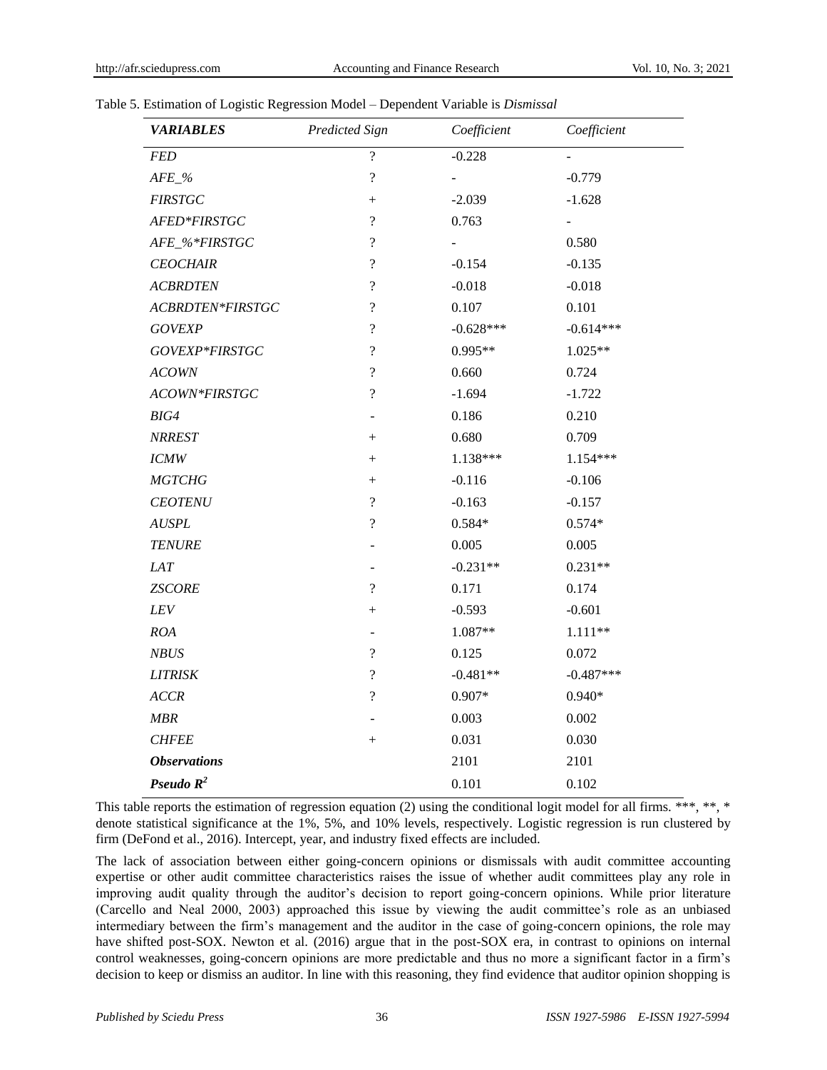Table 5. Estimation of Logistic Regression Model – Dependent Variable is *Dismissal*

| *VARIABLES* | *Predicted Sign* | *Coefficient* | *Coefficient* |
|---|---|---|---|
| *FED* | ? | -0.228 | - |
| *AFE_%* | ? | - | -0.779 |
| *FIRSTGC* | + | -2.039 | -1.628 |
| *AFED*FIRSTGC* | ? | 0.763 | - |
| *AFE_%*FIRSTGC* | ? | - | 0.580 |
| *CEOCHAIR* | ? | -0.154 | -0.135 |
| *ACBRDTEN* | ? | -0.018 | -0.018 |
| *ACBRDTEN*FIRSTGC* | ? | 0.107 | 0.101 |
| *GOVEXP* | ? | -0.628*** | -0.614*** |
| *GOVEXP*FIRSTGC* | ? | 0.995** | 1.025** |
| *ACOWN* | ? | 0.660 | 0.724 |
| *ACOWN*FIRSTGC* | ? | -1.694 | -1.722 |
| *BIG4* | - | 0.186 | 0.210 |
| *NRREST* | + | 0.680 | 0.709 |
| *ICMW* | + | 1.138*** | 1.154*** |
| *MGTCHG* | + | -0.116 | -0.106 |
| *CEOTENU* | ? | -0.163 | -0.157 |
| *AUSPL* | ? | 0.584* | 0.574* |
| *TENURE* | - | 0.005 | 0.005 |
| *LAT* | - | -0.231** | 0.231** |
| *ZSCORE* | ? | 0.171 | 0.174 |
| *LEV* | + | -0.593 | -0.601 |
| *ROA* | - | 1.087** | 1.111** |
| *NBUS* | ? | 0.125 | 0.072 |
| *LITRISK* | ? | -0.481** | -0.487*** |
| *ACCR* | ? | 0.907* | 0.940* |
| *MBR* | - | 0.003 | 0.002 |
| *CHFEE* | + | 0.031 | 0.030 |
| ***Observations*** | | 2101 | 2101 |
| ***Pseudo $R^2$*** | | 0.101 | 0.102 |

This table reports the estimation of regression equation (2) using the conditional logit model for all firms. ***, **, * denote statistical significance at the 1%, 5%, and 10% levels, respectively. Logistic regression is run clustered by firm (DeFond et al., 2016). Intercept, year, and industry fixed effects are included.

The lack of association between either going-concern opinions or dismissals with audit committee accounting expertise or other audit committee characteristics raises the issue of whether audit committees play any role in improving audit quality through the auditor's decision to report going-concern opinions. While prior literature (Carcello and Neal 2000, 2003) approached this issue by viewing the audit committee's role as an unbiased intermediary between the firm's management and the auditor in the case of going-concern opinions, the role may have shifted post-SOX. Newton et al. (2016) argue that in the post-SOX era, in contrast to opinions on internal control weaknesses, going-concern opinions are more predictable and thus no more a significant factor in a firm's decision to keep or dismiss an auditor. In line with this reasoning, they find evidence that auditor opinion shopping is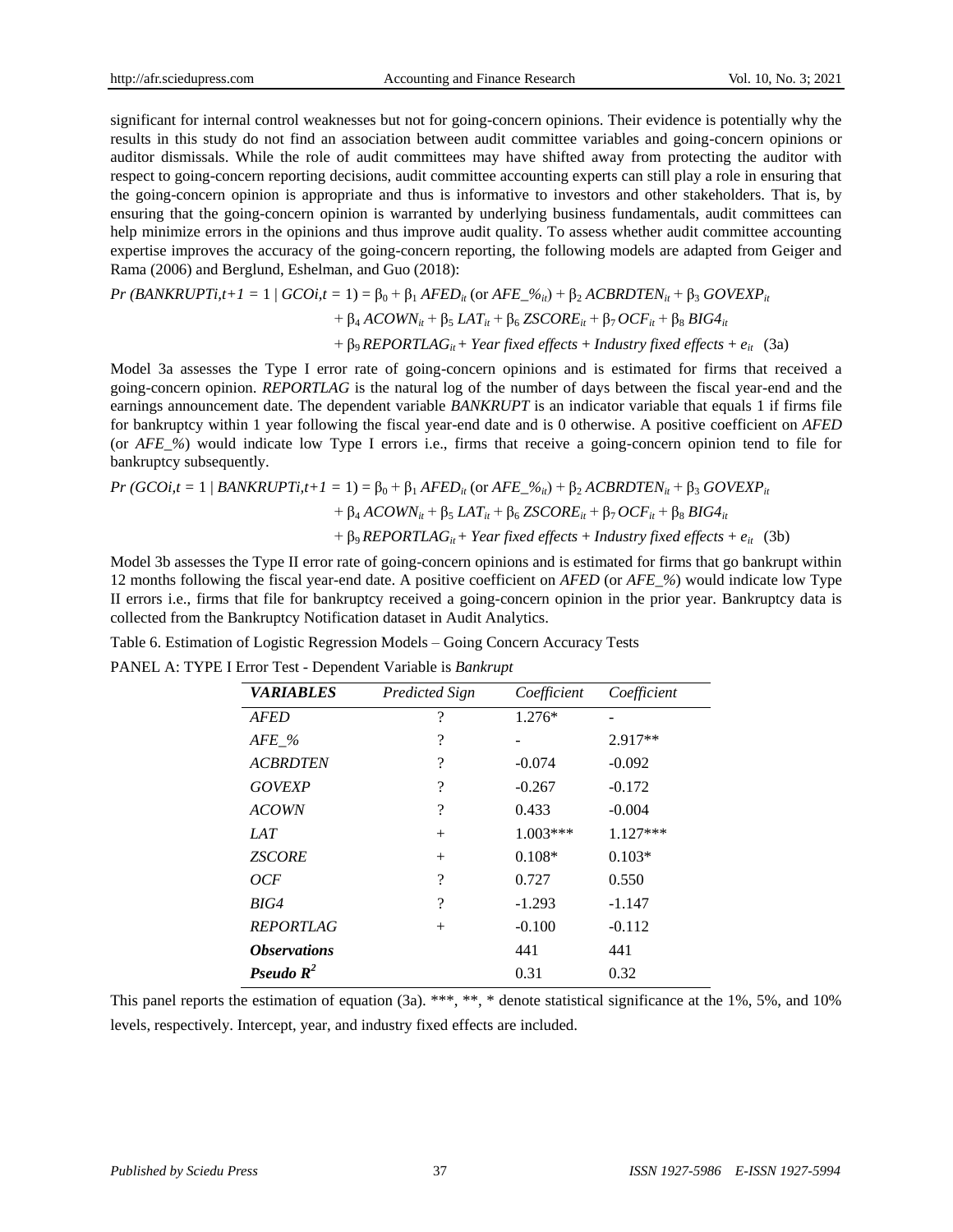significant for internal control weaknesses but not for going-concern opinions. Their evidence is potentially why the results in this study do not find an association between audit committee variables and going-concern opinions or auditor dismissals. While the role of audit committees may have shifted away from protecting the auditor with respect to going-concern reporting decisions, audit committee accounting experts can still play a role in ensuring that the going-concern opinion is appropriate and thus is informative to investors and other stakeholders. That is, by ensuring that the going-concern opinion is warranted by underlying business fundamentals, audit committees can help minimize errors in the opinions and thus improve audit quality. To assess whether audit committee accounting expertise improves the accuracy of the going-concern reporting, the following models are adapted from Geiger and Rama (2006) and Berglund, Eshelman, and Guo (2018):

$$Pr\,(BANKRUPT_{i,t+1} = 1 \mid GCO_{i,t} = 1) = \beta_0 + \beta_1\, AFED_{it}\ (\text{or } AFE\_\%_{it}) + \beta_2\, ACBRDTEN_{it} + \beta_3\, GOVEXP_{it} + \beta_4\, ACOWN_{it} + \beta_5\, LAT_{it} + \beta_6\, ZSCORE_{it} + \beta_7\, OCF_{it} + \beta_8\, BIG4_{it} + \beta_9\, REPORTLAG_{it} + \textit{Year fixed effects} + \textit{Industry fixed effects} + e_{it} \quad \text{(3a)}$$

Model 3a assesses the Type I error rate of going-concern opinions and is estimated for firms that received a going-concern opinion. *REPORTLAG* is the natural log of the number of days between the fiscal year-end and the earnings announcement date. The dependent variable *BANKRUPT* is an indicator variable that equals 1 if firms file for bankruptcy within 1 year following the fiscal year-end date and is 0 otherwise. A positive coefficient on *AFED* (or *AFE_%*) would indicate low Type I errors i.e., firms that receive a going-concern opinion tend to file for bankruptcy subsequently.

$$Pr\,(GCO_{i,t} = 1 \mid BANKRUPT_{i,t+1} = 1) = \beta_0 + \beta_1\, AFED_{it}\ (\text{or } AFE\_\%_{it}) + \beta_2\, ACBRDTEN_{it} + \beta_3\, GOVEXP_{it} + \beta_4\, ACOWN_{it} + \beta_5\, LAT_{it} + \beta_6\, ZSCORE_{it} + \beta_7\, OCF_{it} + \beta_8\, BIG4_{it} + \beta_9\, REPORTLAG_{it} + \textit{Year fixed effects} + \textit{Industry fixed effects} + e_{it} \quad \text{(3b)}$$

Model 3b assesses the Type II error rate of going-concern opinions and is estimated for firms that go bankrupt within 12 months following the fiscal year-end date. A positive coefficient on *AFED* (or *AFE_%*) would indicate low Type II errors i.e., firms that file for bankruptcy received a going-concern opinion in the prior year. Bankruptcy data is collected from the Bankruptcy Notification dataset in Audit Analytics.

Table 6. Estimation of Logistic Regression Models – Going Concern Accuracy Tests

PANEL A: TYPE I Error Test - Dependent Variable is *Bankrupt*

| ***VARIABLES*** | *Predicted Sign* | *Coefficient* | *Coefficient* |
|---|---|---|---|
| *AFED* | ? | 1.276* | - |
| *AFE_%* | ? | - | 2.917** |
| *ACBRDTEN* | ? | -0.074 | -0.092 |
| *GOVEXP* | ? | -0.267 | -0.172 |
| *ACOWN* | ? | 0.433 | -0.004 |
| *LAT* | + | 1.003*** | 1.127*** |
| *ZSCORE* | + | 0.108* | 0.103* |
| *OCF* | ? | 0.727 | 0.550 |
| *BIG4* | ? | -1.293 | -1.147 |
| *REPORTLAG* | + | -0.100 | -0.112 |
| ***Observations*** | | 441 | 441 |
| ***Pseudo $R^2$*** | | 0.31 | 0.32 |

This panel reports the estimation of equation (3a). ***, **, * denote statistical significance at the 1%, 5%, and 10% levels, respectively. Intercept, year, and industry fixed effects are included.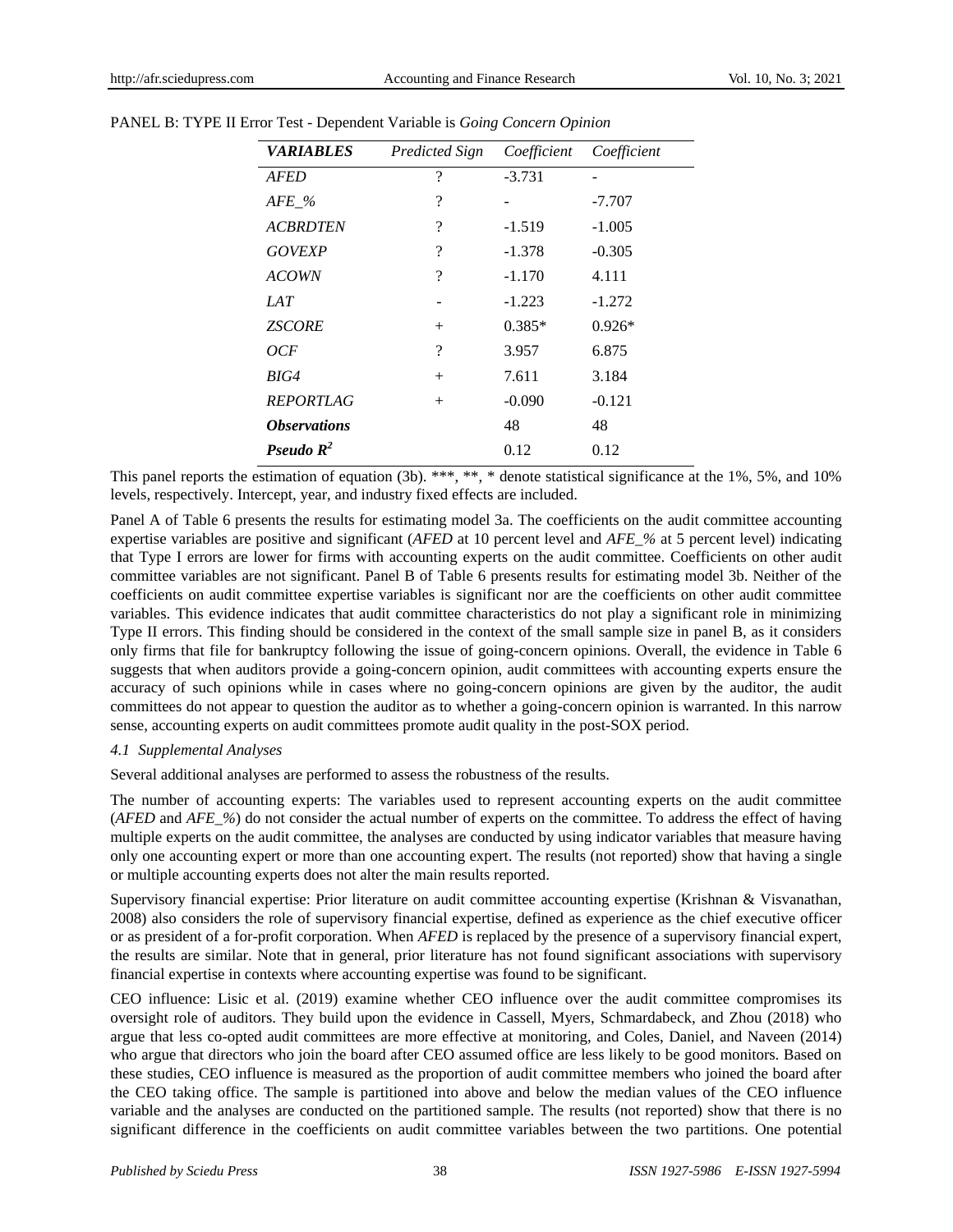PANEL B: TYPE II Error Test - Dependent Variable is *Going Concern Opinion*

| *VARIABLES* | *Predicted Sign* | *Coefficient* | *Coefficient* |
|---|---|---|---|
| *AFED* | ? | -3.731 | - |
| *AFE_%* | ? | - | -7.707 |
| *ACBRDTEN* | ? | -1.519 | -1.005 |
| *GOVEXP* | ? | -1.378 | -0.305 |
| *ACOWN* | ? | -1.170 | 4.111 |
| *LAT* | - | -1.223 | -1.272 |
| *ZSCORE* | + | 0.385* | 0.926* |
| *OCF* | ? | 3.957 | 6.875 |
| *BIG4* | + | 7.611 | 3.184 |
| *REPORTLAG* | + | -0.090 | -0.121 |
| ***Observations*** | | 48 | 48 |
| ***Pseudo $R^2$*** | | 0.12 | 0.12 |

This panel reports the estimation of equation (3b). ***, **, * denote statistical significance at the 1%, 5%, and 10% levels, respectively. Intercept, year, and industry fixed effects are included.

Panel A of Table 6 presents the results for estimating model 3a. The coefficients on the audit committee accounting expertise variables are positive and significant (*AFED* at 10 percent level and *AFE_%* at 5 percent level) indicating that Type I errors are lower for firms with accounting experts on the audit committee. Coefficients on other audit committee variables are not significant. Panel B of Table 6 presents results for estimating model 3b. Neither of the coefficients on audit committee expertise variables is significant nor are the coefficients on other audit committee variables. This evidence indicates that audit committee characteristics do not play a significant role in minimizing Type II errors. This finding should be considered in the context of the small sample size in panel B, as it considers only firms that file for bankruptcy following the issue of going-concern opinions. Overall, the evidence in Table 6 suggests that when auditors provide a going-concern opinion, audit committees with accounting experts ensure the accuracy of such opinions while in cases where no going-concern opinions are given by the auditor, the audit committees do not appear to question the auditor as to whether a going-concern opinion is warranted. In this narrow sense, accounting experts on audit committees promote audit quality in the post-SOX period.

### *4.1 Supplemental Analyses*

Several additional analyses are performed to assess the robustness of the results.

The number of accounting experts: The variables used to represent accounting experts on the audit committee (*AFED* and *AFE_%*) do not consider the actual number of experts on the committee. To address the effect of having multiple experts on the audit committee, the analyses are conducted by using indicator variables that measure having only one accounting expert or more than one accounting expert. The results (not reported) show that having a single or multiple accounting experts does not alter the main results reported.

Supervisory financial expertise: Prior literature on audit committee accounting expertise (Krishnan & Visvanathan, 2008) also considers the role of supervisory financial expertise, defined as experience as the chief executive officer or as president of a for-profit corporation. When *AFED* is replaced by the presence of a supervisory financial expert, the results are similar. Note that in general, prior literature has not found significant associations with supervisory financial expertise in contexts where accounting expertise was found to be significant.

CEO influence: Lisic et al. (2019) examine whether CEO influence over the audit committee compromises its oversight role of auditors. They build upon the evidence in Cassell, Myers, Schmardabeck, and Zhou (2018) who argue that less co-opted audit committees are more effective at monitoring, and Coles, Daniel, and Naveen (2014) who argue that directors who join the board after CEO assumed office are less likely to be good monitors. Based on these studies, CEO influence is measured as the proportion of audit committee members who joined the board after the CEO taking office. The sample is partitioned into above and below the median values of the CEO influence variable and the analyses are conducted on the partitioned sample. The results (not reported) show that there is no significant difference in the coefficients on audit committee variables between the two partitions. One potential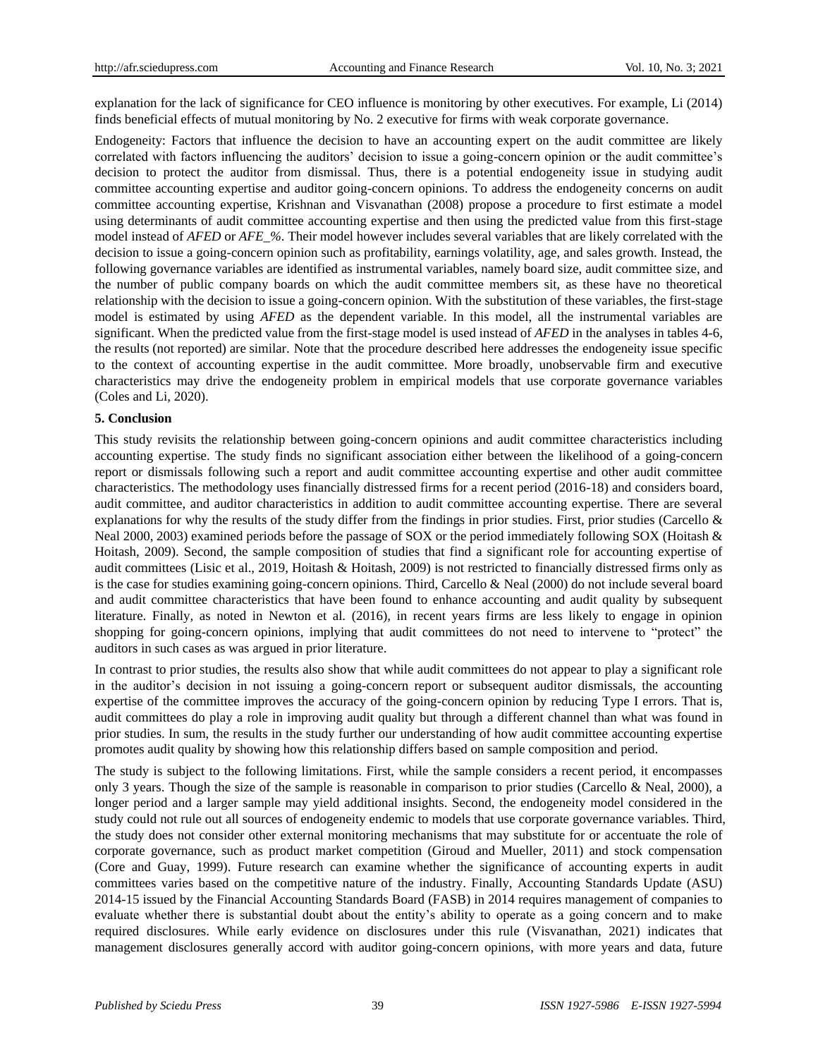explanation for the lack of significance for CEO influence is monitoring by other executives. For example, Li (2014) finds beneficial effects of mutual monitoring by No. 2 executive for firms with weak corporate governance.

Endogeneity: Factors that influence the decision to have an accounting expert on the audit committee are likely correlated with factors influencing the auditors' decision to issue a going-concern opinion or the audit committee's decision to protect the auditor from dismissal. Thus, there is a potential endogeneity issue in studying audit committee accounting expertise and auditor going-concern opinions. To address the endogeneity concerns on audit committee accounting expertise, Krishnan and Visvanathan (2008) propose a procedure to first estimate a model using determinants of audit committee accounting expertise and then using the predicted value from this first-stage model instead of *AFED* or *AFE_%*. Their model however includes several variables that are likely correlated with the decision to issue a going-concern opinion such as profitability, earnings volatility, age, and sales growth. Instead, the following governance variables are identified as instrumental variables, namely board size, audit committee size, and the number of public company boards on which the audit committee members sit, as these have no theoretical relationship with the decision to issue a going-concern opinion. With the substitution of these variables, the first-stage model is estimated by using *AFED* as the dependent variable. In this model, all the instrumental variables are significant. When the predicted value from the first-stage model is used instead of *AFED* in the analyses in tables 4-6, the results (not reported) are similar. Note that the procedure described here addresses the endogeneity issue specific to the context of accounting expertise in the audit committee. More broadly, unobservable firm and executive characteristics may drive the endogeneity problem in empirical models that use corporate governance variables (Coles and Li, 2020).

## 5. Conclusion

This study revisits the relationship between going-concern opinions and audit committee characteristics including accounting expertise. The study finds no significant association either between the likelihood of a going-concern report or dismissals following such a report and audit committee accounting expertise and other audit committee characteristics. The methodology uses financially distressed firms for a recent period (2016-18) and considers board, audit committee, and auditor characteristics in addition to audit committee accounting expertise. There are several explanations for why the results of the study differ from the findings in prior studies. First, prior studies (Carcello & Neal 2000, 2003) examined periods before the passage of SOX or the period immediately following SOX (Hoitash & Hoitash, 2009). Second, the sample composition of studies that find a significant role for accounting expertise of audit committees (Lisic et al., 2019, Hoitash & Hoitash, 2009) is not restricted to financially distressed firms only as is the case for studies examining going-concern opinions. Third, Carcello & Neal (2000) do not include several board and audit committee characteristics that have been found to enhance accounting and audit quality by subsequent literature. Finally, as noted in Newton et al. (2016), in recent years firms are less likely to engage in opinion shopping for going-concern opinions, implying that audit committees do not need to intervene to "protect" the auditors in such cases as was argued in prior literature.

In contrast to prior studies, the results also show that while audit committees do not appear to play a significant role in the auditor's decision in not issuing a going-concern report or subsequent auditor dismissals, the accounting expertise of the committee improves the accuracy of the going-concern opinion by reducing Type I errors. That is, audit committees do play a role in improving audit quality but through a different channel than what was found in prior studies. In sum, the results in the study further our understanding of how audit committee accounting expertise promotes audit quality by showing how this relationship differs based on sample composition and period.

The study is subject to the following limitations. First, while the sample considers a recent period, it encompasses only 3 years. Though the size of the sample is reasonable in comparison to prior studies (Carcello & Neal, 2000), a longer period and a larger sample may yield additional insights. Second, the endogeneity model considered in the study could not rule out all sources of endogeneity endemic to models that use corporate governance variables. Third, the study does not consider other external monitoring mechanisms that may substitute for or accentuate the role of corporate governance, such as product market competition (Giroud and Mueller, 2011) and stock compensation (Core and Guay, 1999). Future research can examine whether the significance of accounting experts in audit committees varies based on the competitive nature of the industry. Finally, Accounting Standards Update (ASU) 2014-15 issued by the Financial Accounting Standards Board (FASB) in 2014 requires management of companies to evaluate whether there is substantial doubt about the entity's ability to operate as a going concern and to make required disclosures. While early evidence on disclosures under this rule (Visvanathan, 2021) indicates that management disclosures generally accord with auditor going-concern opinions, with more years and data, future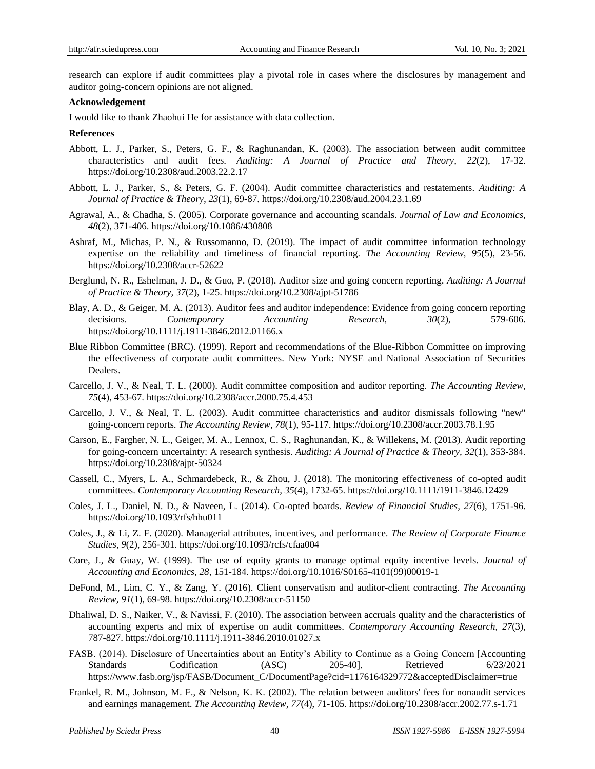research can explore if audit committees play a pivotal role in cases where the disclosures by management and auditor going-concern opinions are not aligned.

**Acknowledgement**

I would like to thank Zhaohui He for assistance with data collection.

**References**

Abbott, L. J., Parker, S., Peters, G. F., & Raghunandan, K. (2003). The association between audit committee characteristics and audit fees. *Auditing: A Journal of Practice and Theory, 22*(2), 17-32. https://doi.org/10.2308/aud.2003.22.2.17

Abbott, L. J., Parker, S., & Peters, G. F. (2004). Audit committee characteristics and restatements. *Auditing: A Journal of Practice & Theory, 23*(1), 69-87. https://doi.org/10.2308/aud.2004.23.1.69

Agrawal, A., & Chadha, S. (2005). Corporate governance and accounting scandals. *Journal of Law and Economics, 48*(2), 371-406. https://doi.org/10.1086/430808

Ashraf, M., Michas, P. N., & Russomanno, D. (2019). The impact of audit committee information technology expertise on the reliability and timeliness of financial reporting. *The Accounting Review, 95*(5), 23-56. https://doi.org/10.2308/accr-52622

Berglund, N. R., Eshelman, J. D., & Guo, P. (2018). Auditor size and going concern reporting. *Auditing: A Journal of Practice & Theory, 37*(2), 1-25. https://doi.org/10.2308/ajpt-51786

Blay, A. D., & Geiger, M. A. (2013). Auditor fees and auditor independence: Evidence from going concern reporting decisions. *Contemporary Accounting Research, 30*(2), 579-606. https://doi.org/10.1111/j.1911-3846.2012.01166.x

Blue Ribbon Committee (BRC). (1999). Report and recommendations of the Blue-Ribbon Committee on improving the effectiveness of corporate audit committees. New York: NYSE and National Association of Securities Dealers.

Carcello, J. V., & Neal, T. L. (2000). Audit committee composition and auditor reporting. *The Accounting Review, 75*(4), 453-67. https://doi.org/10.2308/accr.2000.75.4.453

Carcello, J. V., & Neal, T. L. (2003). Audit committee characteristics and auditor dismissals following "new" going-concern reports. *The Accounting Review, 78*(1), 95-117. https://doi.org/10.2308/accr.2003.78.1.95

Carson, E., Fargher, N. L., Geiger, M. A., Lennox, C. S., Raghunandan, K., & Willekens, M. (2013). Audit reporting for going-concern uncertainty: A research synthesis. *Auditing: A Journal of Practice & Theory, 32*(1), 353-384. https://doi.org/10.2308/ajpt-50324

Cassell, C., Myers, L. A., Schmardebeck, R., & Zhou, J. (2018). The monitoring effectiveness of co-opted audit committees. *Contemporary Accounting Research, 35*(4), 1732-65. https://doi.org/10.1111/1911-3846.12429

Coles, J. L., Daniel, N. D., & Naveen, L. (2014). Co-opted boards. *Review of Financial Studies, 27*(6), 1751-96. https://doi.org/10.1093/rfs/hhu011

Coles, J., & Li, Z. F. (2020). Managerial attributes, incentives, and performance. *The Review of Corporate Finance Studies, 9*(2), 256-301. https://doi.org/10.1093/rcfs/cfaa004

Core, J., & Guay, W. (1999). The use of equity grants to manage optimal equity incentive levels. *Journal of Accounting and Economics, 28*, 151-184. https://doi.org/10.1016/S0165-4101(99)00019-1

DeFond, M., Lim, C. Y., & Zang, Y. (2016). Client conservatism and auditor-client contracting. *The Accounting Review, 91*(1), 69-98. https://doi.org/10.2308/accr-51150

Dhaliwal, D. S., Naiker, V., & Navissi, F. (2010). The association between accruals quality and the characteristics of accounting experts and mix of expertise on audit committees. *Contemporary Accounting Research, 27*(3), 787-827. https://doi.org/10.1111/j.1911-3846.2010.01027.x

FASB. (2014). Disclosure of Uncertainties about an Entity's Ability to Continue as a Going Concern [Accounting Standards Codification (ASC) 205-40]. Retrieved 6/23/2021 https://www.fasb.org/jsp/FASB/Document_C/DocumentPage?cid=1176164329772&acceptedDisclaimer=true

Frankel, R. M., Johnson, M. F., & Nelson, K. K. (2002). The relation between auditors' fees for nonaudit services and earnings management. *The Accounting Review, 77*(4), 71-105. https://doi.org/10.2308/accr.2002.77.s-1.71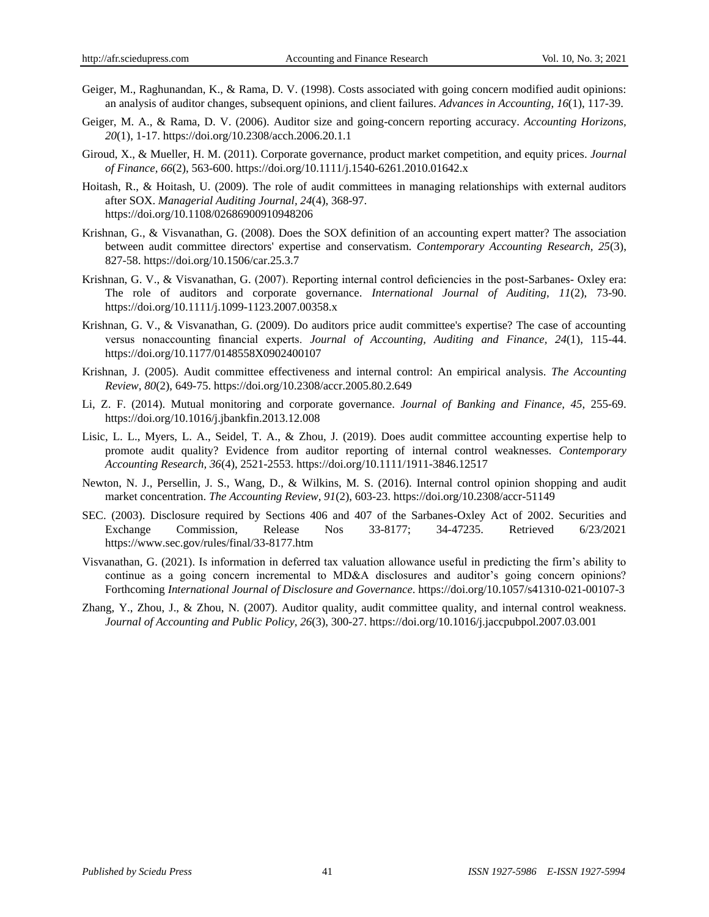Geiger, M., Raghunandan, K., & Rama, D. V. (1998). Costs associated with going concern modified audit opinions: an analysis of auditor changes, subsequent opinions, and client failures. *Advances in Accounting, 16*(1), 117-39.

Geiger, M. A., & Rama, D. V. (2006). Auditor size and going-concern reporting accuracy. *Accounting Horizons, 20*(1), 1-17. https://doi.org/10.2308/acch.2006.20.1.1

Giroud, X., & Mueller, H. M. (2011). Corporate governance, product market competition, and equity prices. *Journal of Finance, 66*(2), 563-600. https://doi.org/10.1111/j.1540-6261.2010.01642.x

Hoitash, R., & Hoitash, U. (2009). The role of audit committees in managing relationships with external auditors after SOX. *Managerial Auditing Journal, 24*(4), 368-97. https://doi.org/10.1108/02686900910948206

Krishnan, G., & Visvanathan, G. (2008). Does the SOX definition of an accounting expert matter? The association between audit committee directors' expertise and conservatism. *Contemporary Accounting Research, 25*(3), 827-58. https://doi.org/10.1506/car.25.3.7

Krishnan, G. V., & Visvanathan, G. (2007). Reporting internal control deficiencies in the post-Sarbanes- Oxley era: The role of auditors and corporate governance. *International Journal of Auditing, 11*(2), 73-90. https://doi.org/10.1111/j.1099-1123.2007.00358.x

Krishnan, G. V., & Visvanathan, G. (2009). Do auditors price audit committee's expertise? The case of accounting versus nonaccounting financial experts. *Journal of Accounting, Auditing and Finance, 24*(1), 115-44. https://doi.org/10.1177/0148558X0902400107

Krishnan, J. (2005). Audit committee effectiveness and internal control: An empirical analysis. *The Accounting Review, 80*(2), 649-75. https://doi.org/10.2308/accr.2005.80.2.649

Li, Z. F. (2014). Mutual monitoring and corporate governance. *Journal of Banking and Finance, 45,* 255-69. https://doi.org/10.1016/j.jbankfin.2013.12.008

Lisic, L. L., Myers, L. A., Seidel, T. A., & Zhou, J. (2019). Does audit committee accounting expertise help to promote audit quality? Evidence from auditor reporting of internal control weaknesses. *Contemporary Accounting Research, 36*(4), 2521-2553. https://doi.org/10.1111/1911-3846.12517

Newton, N. J., Persellin, J. S., Wang, D., & Wilkins, M. S. (2016). Internal control opinion shopping and audit market concentration. *The Accounting Review, 91*(2), 603-23. https://doi.org/10.2308/accr-51149

SEC. (2003). Disclosure required by Sections 406 and 407 of the Sarbanes-Oxley Act of 2002. Securities and Exchange Commission, Release Nos 33-8177; 34-47235. Retrieved 6/23/2021 https://www.sec.gov/rules/final/33-8177.htm

Visvanathan, G. (2021). Is information in deferred tax valuation allowance useful in predicting the firm's ability to continue as a going concern incremental to MD&A disclosures and auditor's going concern opinions? Forthcoming *International Journal of Disclosure and Governance*. https://doi.org/10.1057/s41310-021-00107-3

Zhang, Y., Zhou, J., & Zhou, N. (2007). Auditor quality, audit committee quality, and internal control weakness. *Journal of Accounting and Public Policy, 26*(3), 300-27. https://doi.org/10.1016/j.jaccpubpol.2007.03.001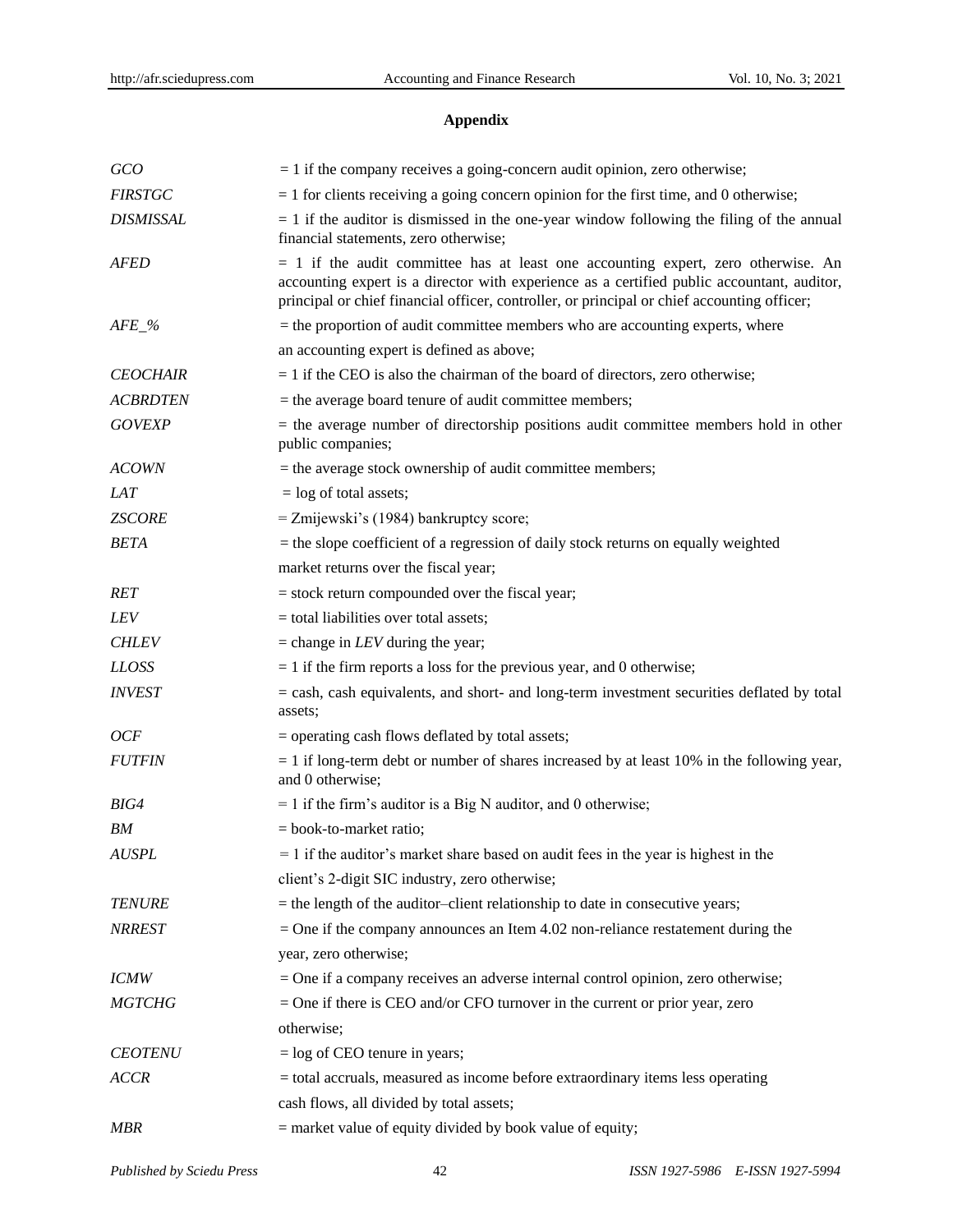## Appendix

| | |
|---|---|
| *GCO* | = 1 if the company receives a going-concern audit opinion, zero otherwise; |
| *FIRSTGC* | = 1 for clients receiving a going concern opinion for the first time, and 0 otherwise; |
| *DISMISSAL* | = 1 if the auditor is dismissed in the one-year window following the filing of the annual financial statements, zero otherwise; |
| *AFED* | = 1 if the audit committee has at least one accounting expert, zero otherwise. An accounting expert is a director with experience as a certified public accountant, auditor, principal or chief financial officer, controller, or principal or chief accounting officer; |
| *AFE_%* | = the proportion of audit committee members who are accounting experts, where an accounting expert is defined as above; |
| *CEOCHAIR* | = 1 if the CEO is also the chairman of the board of directors, zero otherwise; |
| *ACBRDTEN* | = the average board tenure of audit committee members; |
| *GOVEXP* | = the average number of directorship positions audit committee members hold in other public companies; |
| *ACOWN* | = the average stock ownership of audit committee members; |
| *LAT* | = log of total assets; |
| *ZSCORE* | = Zmijewski's (1984) bankruptcy score; |
| *BETA* | = the slope coefficient of a regression of daily stock returns on equally weighted market returns over the fiscal year; |
| *RET* | = stock return compounded over the fiscal year; |
| *LEV* | = total liabilities over total assets; |
| *CHLEV* | = change in *LEV* during the year; |
| *LLOSS* | = 1 if the firm reports a loss for the previous year, and 0 otherwise; |
| *INVEST* | = cash, cash equivalents, and short- and long-term investment securities deflated by total assets; |
| *OCF* | = operating cash flows deflated by total assets; |
| *FUTFIN* | = 1 if long-term debt or number of shares increased by at least 10% in the following year, and 0 otherwise; |
| *BIG4* | = 1 if the firm's auditor is a Big N auditor, and 0 otherwise; |
| *BM* | = book-to-market ratio; |
| *AUSPL* | = 1 if the auditor's market share based on audit fees in the year is highest in the client's 2-digit SIC industry, zero otherwise; |
| *TENURE* | = the length of the auditor–client relationship to date in consecutive years; |
| *NRREST* | = One if the company announces an Item 4.02 non-reliance restatement during the year, zero otherwise; |
| *ICMW* | = One if a company receives an adverse internal control opinion, zero otherwise; |
| *MGTCHG* | = One if there is CEO and/or CFO turnover in the current or prior year, zero otherwise; |
| *CEOTENU* | = log of CEO tenure in years; |
| *ACCR* | = total accruals, measured as income before extraordinary items less operating cash flows, all divided by total assets; |
| *MBR* | = market value of equity divided by book value of equity; |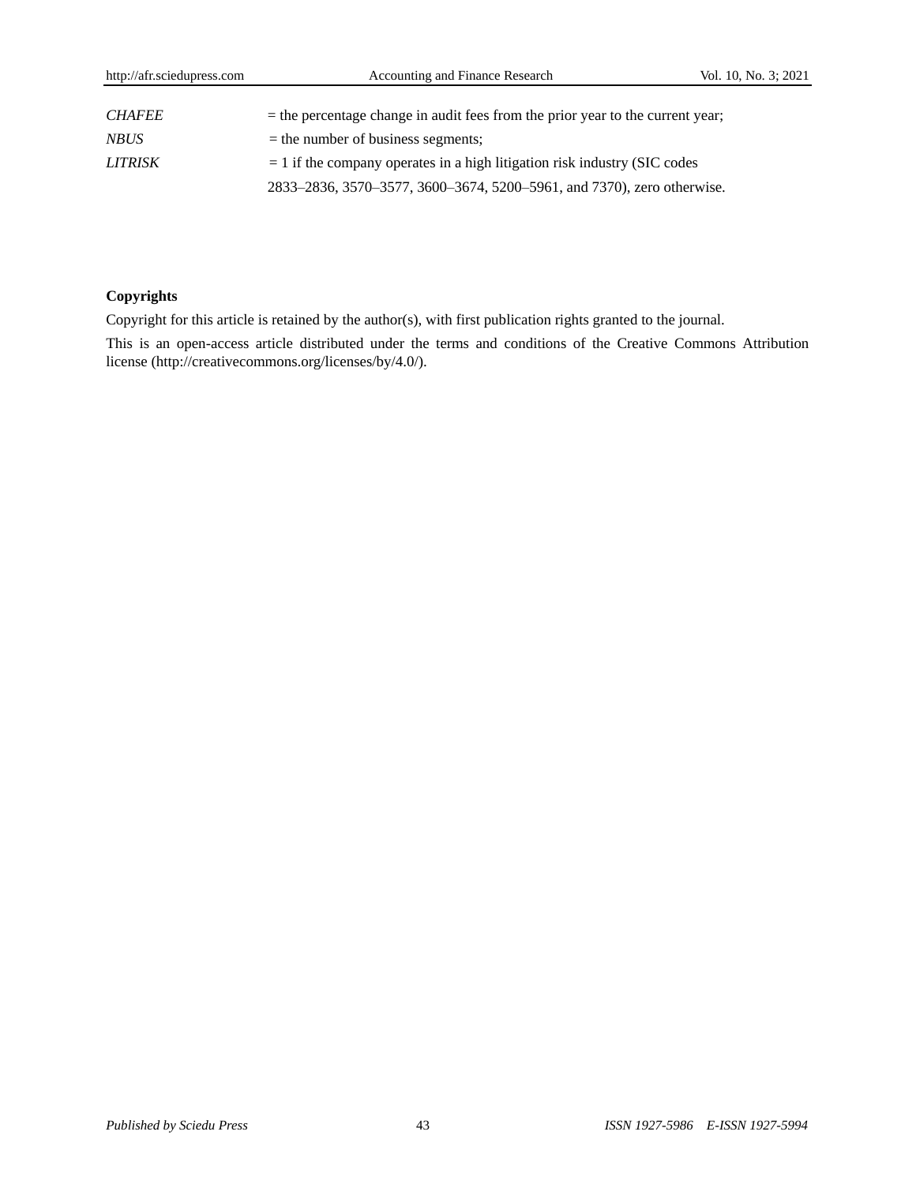*CHAFEE* = the percentage change in audit fees from the prior year to the current year;

*NBUS* = the number of business segments;

*LITRISK* = 1 if the company operates in a high litigation risk industry (SIC codes 2833–2836, 3570–3577, 3600–3674, 5200–5961, and 7370), zero otherwise.

**Copyrights**

Copyright for this article is retained by the author(s), with first publication rights granted to the journal.

This is an open-access article distributed under the terms and conditions of the Creative Commons Attribution license (http://creativecommons.org/licenses/by/4.0/).